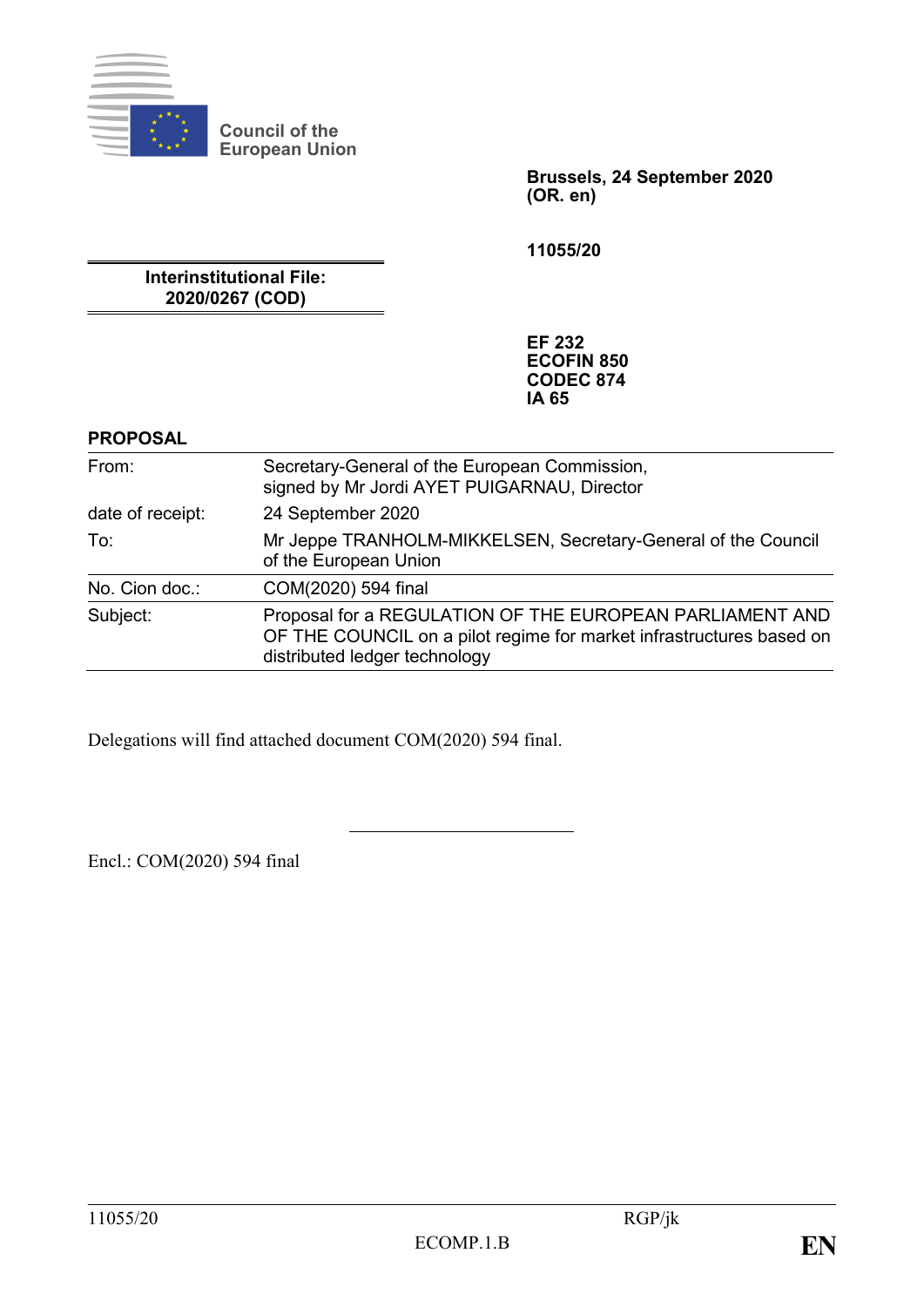Council of the
European Union

**Brussels, 24 September 2020**
**(OR. en)**

**11055/20**

**Interinstitutional File:**
**2020/0267 (COD)**

**EF 232**
**ECOFIN 850**
**CODEC 874**
**IA 65**

**PROPOSAL**

| | |
|---|---|
| From: | Secretary-General of the European Commission, signed by Mr Jordi AYET PUIGARNAU, Director |
| date of receipt: | 24 September 2020 |
| To: | Mr Jeppe TRANHOLM-MIKKELSEN, Secretary-General of the Council of the European Union |
| No. Cion doc.: | COM(2020) 594 final |
| Subject: | Proposal for a REGULATION OF THE EUROPEAN PARLIAMENT AND OF THE COUNCIL on a pilot regime for market infrastructures based on distributed ledger technology |

Delegations will find attached document COM(2020) 594 final.

---

Encl.: COM(2020) 594 final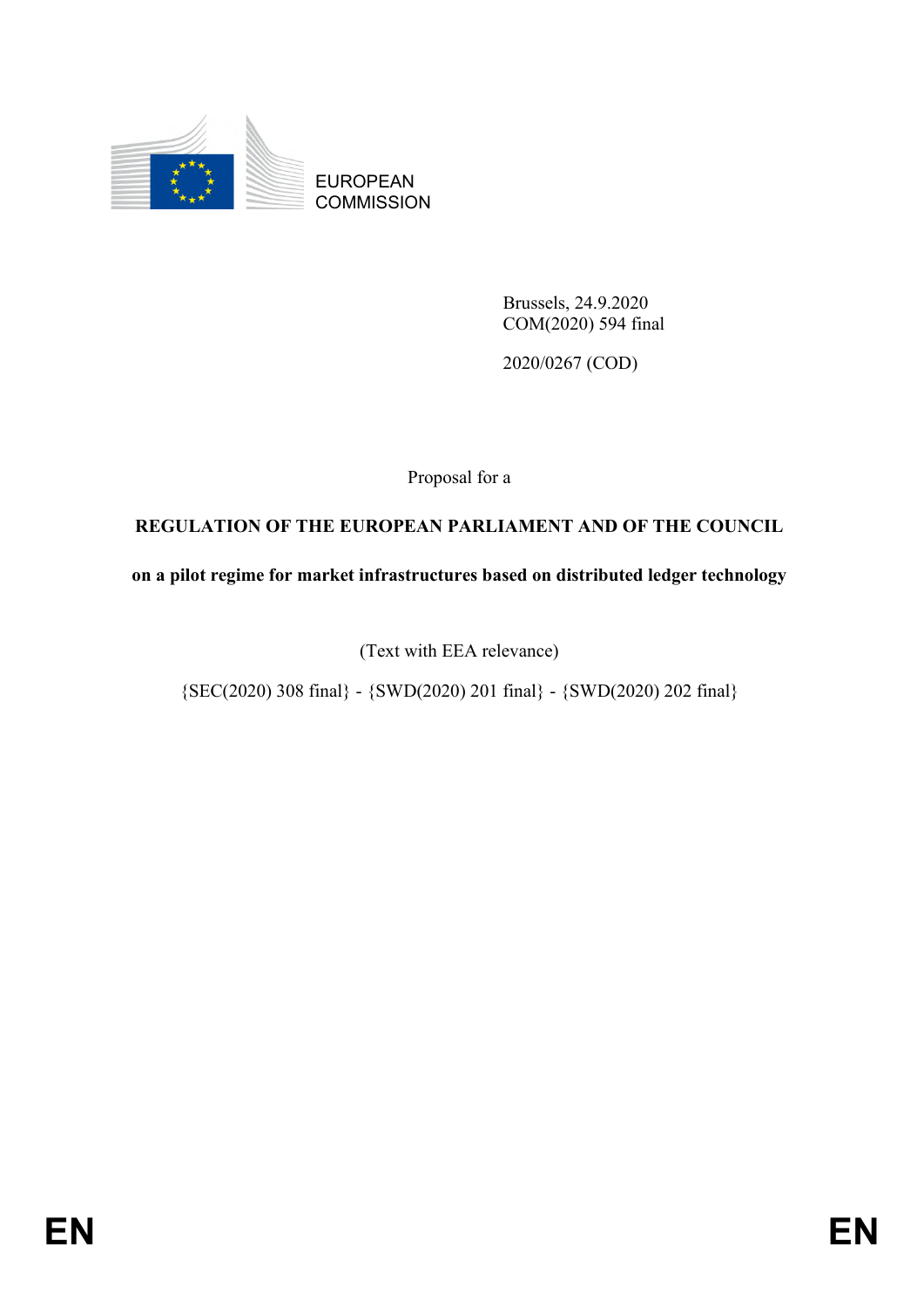EUROPEAN COMMISSION

Brussels, 24.9.2020
COM(2020) 594 final

2020/0267 (COD)

Proposal for a

**REGULATION OF THE EUROPEAN PARLIAMENT AND OF THE COUNCIL**

**on a pilot regime for market infrastructures based on distributed ledger technology**

(Text with EEA relevance)

{SEC(2020) 308 final} - {SWD(2020) 201 final} - {SWD(2020) 202 final}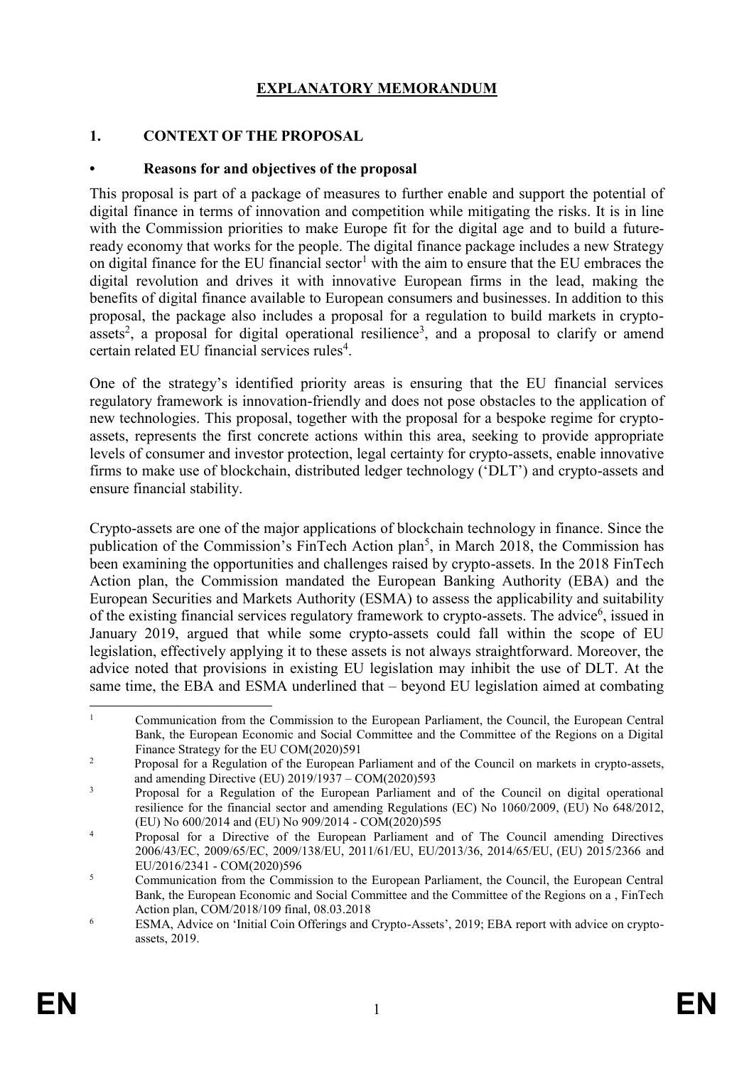# EXPLANATORY MEMORANDUM

## 1. CONTEXT OF THE PROPOSAL

### • Reasons for and objectives of the proposal

This proposal is part of a package of measures to further enable and support the potential of digital finance in terms of innovation and competition while mitigating the risks. It is in line with the Commission priorities to make Europe fit for the digital age and to build a future-ready economy that works for the people. The digital finance package includes a new Strategy on digital finance for the EU financial sector[1] with the aim to ensure that the EU embraces the digital revolution and drives it with innovative European firms in the lead, making the benefits of digital finance available to European consumers and businesses. In addition to this proposal, the package also includes a proposal for a regulation to build markets in crypto-assets[2], a proposal for digital operational resilience[3], and a proposal to clarify or amend certain related EU financial services rules[4].

One of the strategy's identified priority areas is ensuring that the EU financial services regulatory framework is innovation-friendly and does not pose obstacles to the application of new technologies. This proposal, together with the proposal for a bespoke regime for crypto-assets, represents the first concrete actions within this area, seeking to provide appropriate levels of consumer and investor protection, legal certainty for crypto-assets, enable innovative firms to make use of blockchain, distributed ledger technology ('DLT') and crypto-assets and ensure financial stability.

Crypto-assets are one of the major applications of blockchain technology in finance. Since the publication of the Commission's FinTech Action plan[5], in March 2018, the Commission has been examining the opportunities and challenges raised by crypto-assets. In the 2018 FinTech Action plan, the Commission mandated the European Banking Authority (EBA) and the European Securities and Markets Authority (ESMA) to assess the applicability and suitability of the existing financial services regulatory framework to crypto-assets. The advice[6], issued in January 2019, argued that while some crypto-assets could fall within the scope of EU legislation, effectively applying it to these assets is not always straightforward. Moreover, the advice noted that provisions in existing EU legislation may inhibit the use of DLT. At the same time, the EBA and ESMA underlined that – beyond EU legislation aimed at combating

---

[1] Communication from the Commission to the European Parliament, the Council, the European Central Bank, the European Economic and Social Committee and the Committee of the Regions on a Digital Finance Strategy for the EU COM(2020)591

[2] Proposal for a Regulation of the European Parliament and of the Council on markets in crypto-assets, and amending Directive (EU) 2019/1937 – COM(2020)593

[3] Proposal for a Regulation of the European Parliament and of the Council on digital operational resilience for the financial sector and amending Regulations (EC) No 1060/2009, (EU) No 648/2012, (EU) No 600/2014 and (EU) No 909/2014 - COM(2020)595

[4] Proposal for a Directive of the European Parliament and of The Council amending Directives 2006/43/EC, 2009/65/EC, 2009/138/EU, 2011/61/EU, EU/2013/36, 2014/65/EU, (EU) 2015/2366 and EU/2016/2341 - COM(2020)596

[5] Communication from the Commission to the European Parliament, the Council, the European Central Bank, the European Economic and Social Committee and the Committee of the Regions on a , FinTech Action plan, COM/2018/109 final, 08.03.2018

[6] ESMA, Advice on 'Initial Coin Offerings and Crypto-Assets', 2019; EBA report with advice on crypto-assets, 2019.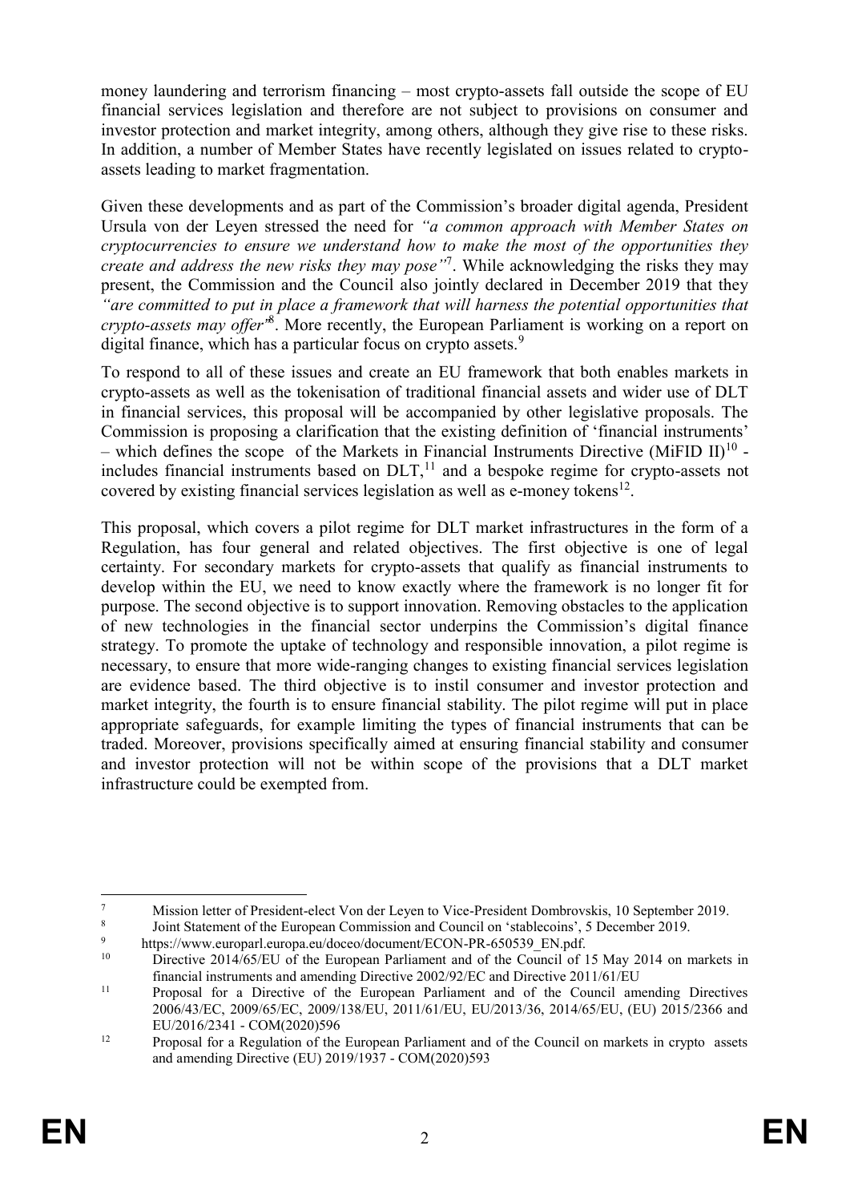money laundering and terrorism financing – most crypto-assets fall outside the scope of EU financial services legislation and therefore are not subject to provisions on consumer and investor protection and market integrity, among others, although they give rise to these risks. In addition, a number of Member States have recently legislated on issues related to crypto-assets leading to market fragmentation.

Given these developments and as part of the Commission's broader digital agenda, President Ursula von der Leyen stressed the need for *"a common approach with Member States on cryptocurrencies to ensure we understand how to make the most of the opportunities they create and address the new risks they may pose"*[7]. While acknowledging the risks they may present, the Commission and the Council also jointly declared in December 2019 that they *"are committed to put in place a framework that will harness the potential opportunities that crypto-assets may offer"*[8]. More recently, the European Parliament is working on a report on digital finance, which has a particular focus on crypto assets.[9]

To respond to all of these issues and create an EU framework that both enables markets in crypto-assets as well as the tokenisation of traditional financial assets and wider use of DLT in financial services, this proposal will be accompanied by other legislative proposals. The Commission is proposing a clarification that the existing definition of 'financial instruments' – which defines the scope of the Markets in Financial Instruments Directive (MiFID II)[10] - includes financial instruments based on DLT,[11] and a bespoke regime for crypto-assets not covered by existing financial services legislation as well as e-money tokens[12].

This proposal, which covers a pilot regime for DLT market infrastructures in the form of a Regulation, has four general and related objectives. The first objective is one of legal certainty. For secondary markets for crypto-assets that qualify as financial instruments to develop within the EU, we need to know exactly where the framework is no longer fit for purpose. The second objective is to support innovation. Removing obstacles to the application of new technologies in the financial sector underpins the Commission's digital finance strategy. To promote the uptake of technology and responsible innovation, a pilot regime is necessary, to ensure that more wide-ranging changes to existing financial services legislation are evidence based. The third objective is to instil consumer and investor protection and market integrity, the fourth is to ensure financial stability. The pilot regime will put in place appropriate safeguards, for example limiting the types of financial instruments that can be traded. Moreover, provisions specifically aimed at ensuring financial stability and consumer and investor protection will not be within scope of the provisions that a DLT market infrastructure could be exempted from.

---

[7] Mission letter of President-elect Von der Leyen to Vice-President Dombrovskis, 10 September 2019.

[8] Joint Statement of the European Commission and Council on 'stablecoins', 5 December 2019.

[9] https://www.europarl.europa.eu/doceo/document/ECON-PR-650539_EN.pdf.

[10] Directive 2014/65/EU of the European Parliament and of the Council of 15 May 2014 on markets in financial instruments and amending Directive 2002/92/EC and Directive 2011/61/EU

[11] Proposal for a Directive of the European Parliament and of the Council amending Directives 2006/43/EC, 2009/65/EC, 2009/138/EU, 2011/61/EU, EU/2013/36, 2014/65/EU, (EU) 2015/2366 and EU/2016/2341 - COM(2020)596

[12] Proposal for a Regulation of the European Parliament and of the Council on markets in crypto assets and amending Directive (EU) 2019/1937 - COM(2020)593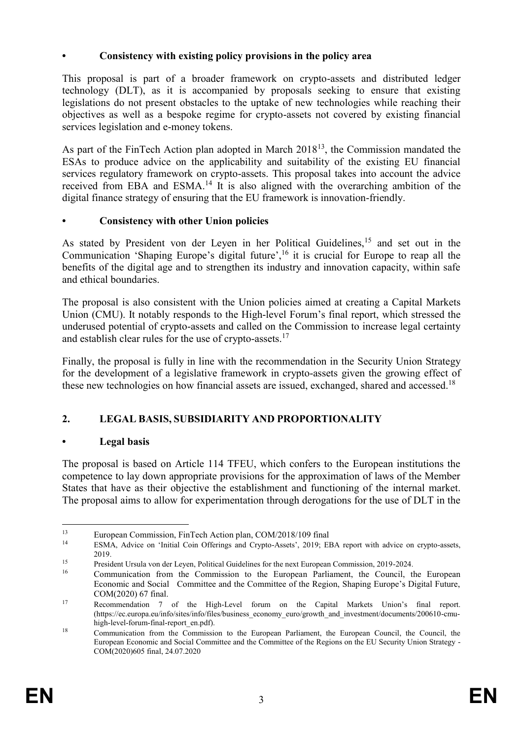- **Consistency with existing policy provisions in the policy area**

This proposal is part of a broader framework on crypto-assets and distributed ledger technology (DLT), as it is accompanied by proposals seeking to ensure that existing legislations do not present obstacles to the uptake of new technologies while reaching their objectives as well as a bespoke regime for crypto-assets not covered by existing financial services legislation and e-money tokens.

As part of the FinTech Action plan adopted in March 2018[13], the Commission mandated the ESAs to produce advice on the applicability and suitability of the existing EU financial services regulatory framework on crypto-assets. This proposal takes into account the advice received from EBA and ESMA.[14] It is also aligned with the overarching ambition of the digital finance strategy of ensuring that the EU framework is innovation-friendly.

- **Consistency with other Union policies**

As stated by President von der Leyen in her Political Guidelines,[15] and set out in the Communication 'Shaping Europe's digital future',[16] it is crucial for Europe to reap all the benefits of the digital age and to strengthen its industry and innovation capacity, within safe and ethical boundaries.

The proposal is also consistent with the Union policies aimed at creating a Capital Markets Union (CMU). It notably responds to the High-level Forum's final report, which stressed the underused potential of crypto-assets and called on the Commission to increase legal certainty and establish clear rules for the use of crypto-assets.[17]

Finally, the proposal is fully in line with the recommendation in the Security Union Strategy for the development of a legislative framework in crypto-assets given the growing effect of these new technologies on how financial assets are issued, exchanged, shared and accessed.[18]

## 2. LEGAL BASIS, SUBSIDIARITY AND PROPORTIONALITY

- **Legal basis**

The proposal is based on Article 114 TFEU, which confers to the European institutions the competence to lay down appropriate provisions for the approximation of laws of the Member States that have as their objective the establishment and functioning of the internal market. The proposal aims to allow for experimentation through derogations for the use of DLT in the

---

[13] European Commission, FinTech Action plan, COM/2018/109 final

[14] ESMA, Advice on 'Initial Coin Offerings and Crypto-Assets', 2019; EBA report with advice on crypto-assets, 2019.

[15] President Ursula von der Leyen, Political Guidelines for the next European Commission, 2019-2024.

[16] Communication from the Commission to the European Parliament, the Council, the European Economic and Social Committee and the Committee of the Region, Shaping Europe's Digital Future, COM(2020) 67 final.

[17] Recommendation 7 of the High-Level forum on the Capital Markets Union's final report. (https://ec.europa.eu/info/sites/info/files/business_economy_euro/growth_and_investment/documents/200610-cmu-high-level-forum-final-report_en.pdf).

[18] Communication from the Commission to the European Parliament, the European Council, the Council, the European Economic and Social Committee and the Committee of the Regions on the EU Security Union Strategy - COM(2020)605 final, 24.07.2020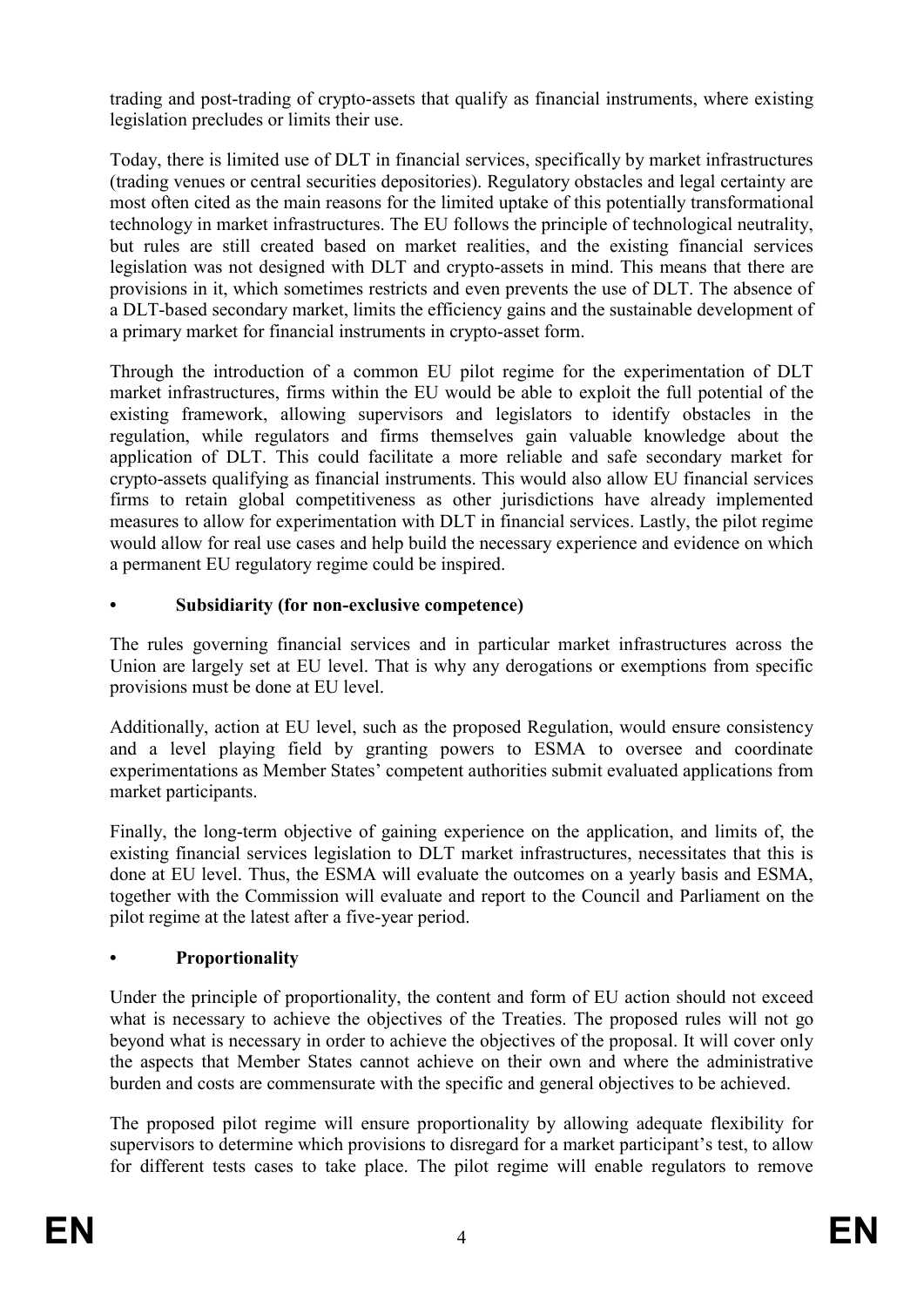trading and post-trading of crypto-assets that qualify as financial instruments, where existing legislation precludes or limits their use.

Today, there is limited use of DLT in financial services, specifically by market infrastructures (trading venues or central securities depositories). Regulatory obstacles and legal certainty are most often cited as the main reasons for the limited uptake of this potentially transformational technology in market infrastructures. The EU follows the principle of technological neutrality, but rules are still created based on market realities, and the existing financial services legislation was not designed with DLT and crypto-assets in mind. This means that there are provisions in it, which sometimes restricts and even prevents the use of DLT. The absence of a DLT-based secondary market, limits the efficiency gains and the sustainable development of a primary market for financial instruments in crypto-asset form.

Through the introduction of a common EU pilot regime for the experimentation of DLT market infrastructures, firms within the EU would be able to exploit the full potential of the existing framework, allowing supervisors and legislators to identify obstacles in the regulation, while regulators and firms themselves gain valuable knowledge about the application of DLT. This could facilitate a more reliable and safe secondary market for crypto-assets qualifying as financial instruments. This would also allow EU financial services firms to retain global competitiveness as other jurisdictions have already implemented measures to allow for experimentation with DLT in financial services. Lastly, the pilot regime would allow for real use cases and help build the necessary experience and evidence on which a permanent EU regulatory regime could be inspired.

- **Subsidiarity (for non-exclusive competence)**

The rules governing financial services and in particular market infrastructures across the Union are largely set at EU level. That is why any derogations or exemptions from specific provisions must be done at EU level.

Additionally, action at EU level, such as the proposed Regulation, would ensure consistency and a level playing field by granting powers to ESMA to oversee and coordinate experimentations as Member States' competent authorities submit evaluated applications from market participants.

Finally, the long-term objective of gaining experience on the application, and limits of, the existing financial services legislation to DLT market infrastructures, necessitates that this is done at EU level. Thus, the ESMA will evaluate the outcomes on a yearly basis and ESMA, together with the Commission will evaluate and report to the Council and Parliament on the pilot regime at the latest after a five-year period.

- **Proportionality**

Under the principle of proportionality, the content and form of EU action should not exceed what is necessary to achieve the objectives of the Treaties. The proposed rules will not go beyond what is necessary in order to achieve the objectives of the proposal. It will cover only the aspects that Member States cannot achieve on their own and where the administrative burden and costs are commensurate with the specific and general objectives to be achieved.

The proposed pilot regime will ensure proportionality by allowing adequate flexibility for supervisors to determine which provisions to disregard for a market participant's test, to allow for different tests cases to take place. The pilot regime will enable regulators to remove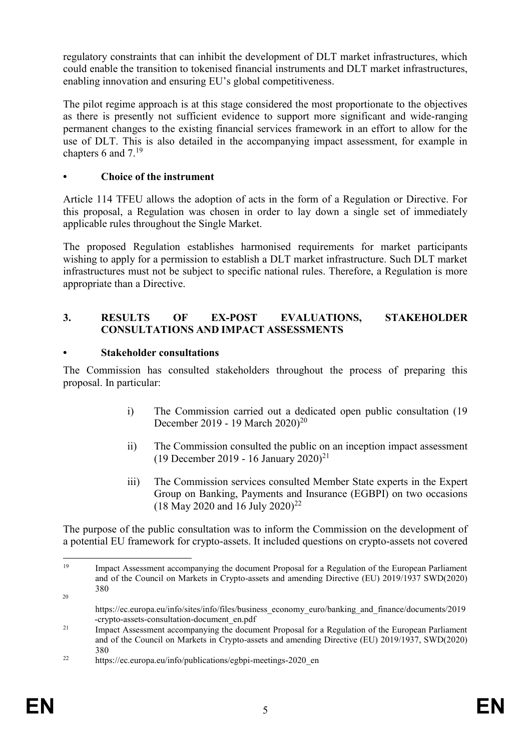regulatory constraints that can inhibit the development of DLT market infrastructures, which could enable the transition to tokenised financial instruments and DLT market infrastructures, enabling innovation and ensuring EU's global competitiveness.

The pilot regime approach is at this stage considered the most proportionate to the objectives as there is presently not sufficient evidence to support more significant and wide-ranging permanent changes to the existing financial services framework in an effort to allow for the use of DLT. This is also detailed in the accompanying impact assessment, for example in chapters 6 and 7.[19]

- **Choice of the instrument**

Article 114 TFEU allows the adoption of acts in the form of a Regulation or Directive. For this proposal, a Regulation was chosen in order to lay down a single set of immediately applicable rules throughout the Single Market.

The proposed Regulation establishes harmonised requirements for market participants wishing to apply for a permission to establish a DLT market infrastructure. Such DLT market infrastructures must not be subject to specific national rules. Therefore, a Regulation is more appropriate than a Directive.

## 3. RESULTS OF EX-POST EVALUATIONS, STAKEHOLDER CONSULTATIONS AND IMPACT ASSESSMENTS

- **Stakeholder consultations**

The Commission has consulted stakeholders throughout the process of preparing this proposal. In particular:

i) The Commission carried out a dedicated open public consultation (19 December 2019 - 19 March 2020)[20]

ii) The Commission consulted the public on an inception impact assessment (19 December 2019 - 16 January 2020)[21]

iii) The Commission services consulted Member State experts in the Expert Group on Banking, Payments and Insurance (EGBPI) on two occasions (18 May 2020 and 16 July 2020)[22]

The purpose of the public consultation was to inform the Commission on the development of a potential EU framework for crypto-assets. It included questions on crypto-assets not covered

---

[19] Impact Assessment accompanying the document Proposal for a Regulation of the European Parliament and of the Council on Markets in Crypto-assets and amending Directive (EU) 2019/1937 SWD(2020) 380

[20] https://ec.europa.eu/info/sites/info/files/business_economy_euro/banking_and_finance/documents/2019-crypto-assets-consultation-document_en.pdf

[21] Impact Assessment accompanying the document Proposal for a Regulation of the European Parliament and of the Council on Markets in Crypto-assets and amending Directive (EU) 2019/1937, SWD(2020) 380

[22] https://ec.europa.eu/info/publications/egbpi-meetings-2020_en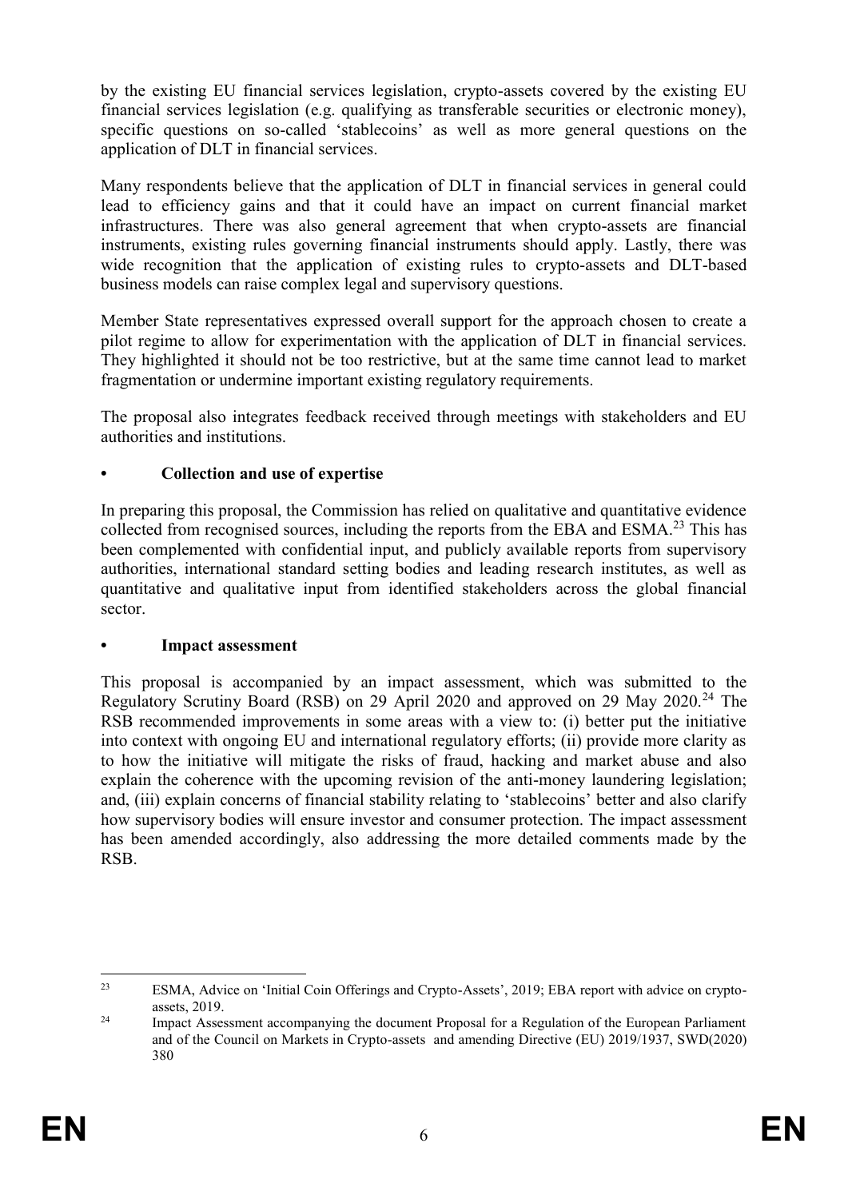by the existing EU financial services legislation, crypto-assets covered by the existing EU financial services legislation (e.g. qualifying as transferable securities or electronic money), specific questions on so-called 'stablecoins' as well as more general questions on the application of DLT in financial services.

Many respondents believe that the application of DLT in financial services in general could lead to efficiency gains and that it could have an impact on current financial market infrastructures. There was also general agreement that when crypto-assets are financial instruments, existing rules governing financial instruments should apply. Lastly, there was wide recognition that the application of existing rules to crypto-assets and DLT-based business models can raise complex legal and supervisory questions.

Member State representatives expressed overall support for the approach chosen to create a pilot regime to allow for experimentation with the application of DLT in financial services. They highlighted it should not be too restrictive, but at the same time cannot lead to market fragmentation or undermine important existing regulatory requirements.

The proposal also integrates feedback received through meetings with stakeholders and EU authorities and institutions.

### • Collection and use of expertise

In preparing this proposal, the Commission has relied on qualitative and quantitative evidence collected from recognised sources, including the reports from the EBA and ESMA.[23] This has been complemented with confidential input, and publicly available reports from supervisory authorities, international standard setting bodies and leading research institutes, as well as quantitative and qualitative input from identified stakeholders across the global financial sector.

### • Impact assessment

This proposal is accompanied by an impact assessment, which was submitted to the Regulatory Scrutiny Board (RSB) on 29 April 2020 and approved on 29 May 2020.[24] The RSB recommended improvements in some areas with a view to: (i) better put the initiative into context with ongoing EU and international regulatory efforts; (ii) provide more clarity as to how the initiative will mitigate the risks of fraud, hacking and market abuse and also explain the coherence with the upcoming revision of the anti-money laundering legislation; and, (iii) explain concerns of financial stability relating to 'stablecoins' better and also clarify how supervisory bodies will ensure investor and consumer protection. The impact assessment has been amended accordingly, also addressing the more detailed comments made by the RSB.

---

[23] ESMA, Advice on 'Initial Coin Offerings and Crypto-Assets', 2019; EBA report with advice on crypto-assets, 2019.

[24] Impact Assessment accompanying the document Proposal for a Regulation of the European Parliament and of the Council on Markets in Crypto-assets and amending Directive (EU) 2019/1937, SWD(2020) 380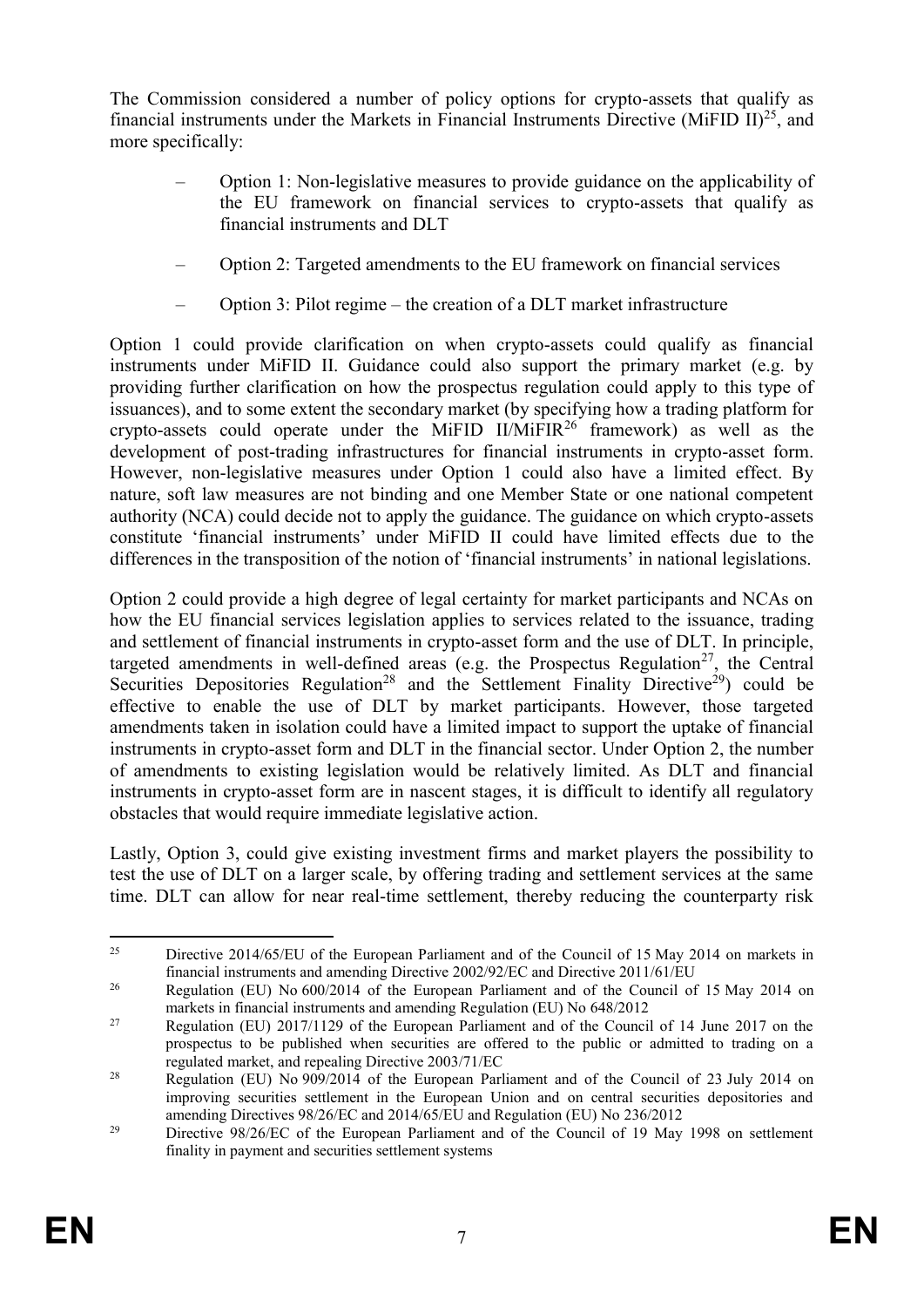The Commission considered a number of policy options for crypto-assets that qualify as financial instruments under the Markets in Financial Instruments Directive (MiFID II)[25], and more specifically:

- Option 1: Non-legislative measures to provide guidance on the applicability of the EU framework on financial services to crypto-assets that qualify as financial instruments and DLT
- Option 2: Targeted amendments to the EU framework on financial services
- Option 3: Pilot regime – the creation of a DLT market infrastructure

Option 1 could provide clarification on when crypto-assets could qualify as financial instruments under MiFID II. Guidance could also support the primary market (e.g. by providing further clarification on how the prospectus regulation could apply to this type of issuances), and to some extent the secondary market (by specifying how a trading platform for crypto-assets could operate under the MiFID II/MiFIR[26] framework) as well as the development of post-trading infrastructures for financial instruments in crypto-asset form. However, non-legislative measures under Option 1 could also have a limited effect. By nature, soft law measures are not binding and one Member State or one national competent authority (NCA) could decide not to apply the guidance. The guidance on which crypto-assets constitute 'financial instruments' under MiFID II could have limited effects due to the differences in the transposition of the notion of 'financial instruments' in national legislations.

Option 2 could provide a high degree of legal certainty for market participants and NCAs on how the EU financial services legislation applies to services related to the issuance, trading and settlement of financial instruments in crypto-asset form and the use of DLT. In principle, targeted amendments in well-defined areas (e.g. the Prospectus Regulation[27], the Central Securities Depositories Regulation[28] and the Settlement Finality Directive[29]) could be effective to enable the use of DLT by market participants. However, those targeted amendments taken in isolation could have a limited impact to support the uptake of financial instruments in crypto-asset form and DLT in the financial sector. Under Option 2, the number of amendments to existing legislation would be relatively limited. As DLT and financial instruments in crypto-asset form are in nascent stages, it is difficult to identify all regulatory obstacles that would require immediate legislative action.

Lastly, Option 3, could give existing investment firms and market players the possibility to test the use of DLT on a larger scale, by offering trading and settlement services at the same time. DLT can allow for near real-time settlement, thereby reducing the counterparty risk

---

[25] Directive 2014/65/EU of the European Parliament and of the Council of 15 May 2014 on markets in financial instruments and amending Directive 2002/92/EC and Directive 2011/61/EU

[26] Regulation (EU) No 600/2014 of the European Parliament and of the Council of 15 May 2014 on markets in financial instruments and amending Regulation (EU) No 648/2012

[27] Regulation (EU) 2017/1129 of the European Parliament and of the Council of 14 June 2017 on the prospectus to be published when securities are offered to the public or admitted to trading on a regulated market, and repealing Directive 2003/71/EC

[28] Regulation (EU) No 909/2014 of the European Parliament and of the Council of 23 July 2014 on improving securities settlement in the European Union and on central securities depositories and amending Directives 98/26/EC and 2014/65/EU and Regulation (EU) No 236/2012

[29] Directive 98/26/EC of the European Parliament and of the Council of 19 May 1998 on settlement finality in payment and securities settlement systems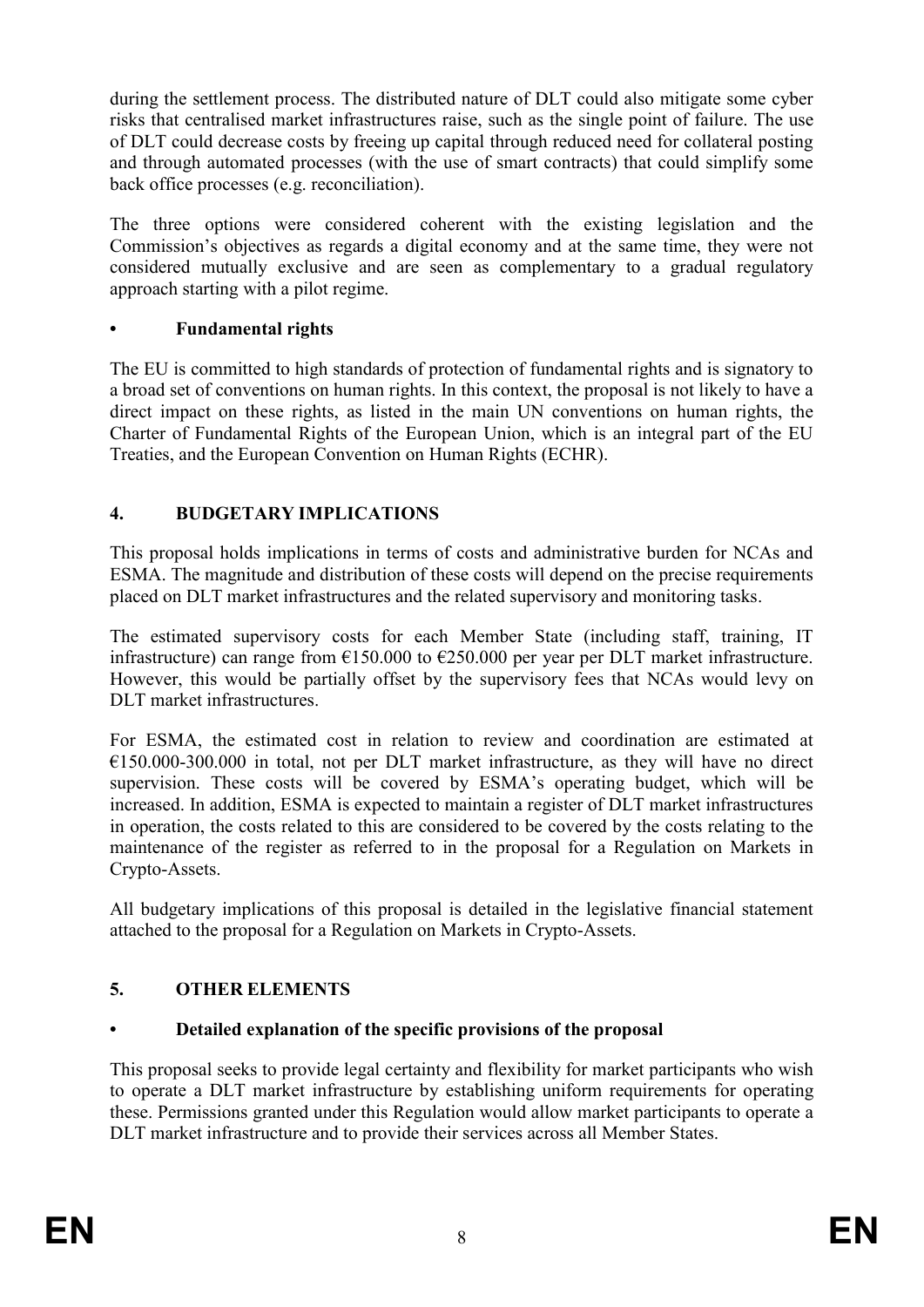during the settlement process. The distributed nature of DLT could also mitigate some cyber risks that centralised market infrastructures raise, such as the single point of failure. The use of DLT could decrease costs by freeing up capital through reduced need for collateral posting and through automated processes (with the use of smart contracts) that could simplify some back office processes (e.g. reconciliation).

The three options were considered coherent with the existing legislation and the Commission's objectives as regards a digital economy and at the same time, they were not considered mutually exclusive and are seen as complementary to a gradual regulatory approach starting with a pilot regime.

### • Fundamental rights

The EU is committed to high standards of protection of fundamental rights and is signatory to a broad set of conventions on human rights. In this context, the proposal is not likely to have a direct impact on these rights, as listed in the main UN conventions on human rights, the Charter of Fundamental Rights of the European Union, which is an integral part of the EU Treaties, and the European Convention on Human Rights (ECHR).

## 4. BUDGETARY IMPLICATIONS

This proposal holds implications in terms of costs and administrative burden for NCAs and ESMA. The magnitude and distribution of these costs will depend on the precise requirements placed on DLT market infrastructures and the related supervisory and monitoring tasks.

The estimated supervisory costs for each Member State (including staff, training, IT infrastructure) can range from €150.000 to €250.000 per year per DLT market infrastructure. However, this would be partially offset by the supervisory fees that NCAs would levy on DLT market infrastructures.

For ESMA, the estimated cost in relation to review and coordination are estimated at €150.000-300.000 in total, not per DLT market infrastructure, as they will have no direct supervision. These costs will be covered by ESMA's operating budget, which will be increased. In addition, ESMA is expected to maintain a register of DLT market infrastructures in operation, the costs related to this are considered to be covered by the costs relating to the maintenance of the register as referred to in the proposal for a Regulation on Markets in Crypto-Assets.

All budgetary implications of this proposal is detailed in the legislative financial statement attached to the proposal for a Regulation on Markets in Crypto-Assets.

## 5. OTHER ELEMENTS

### • Detailed explanation of the specific provisions of the proposal

This proposal seeks to provide legal certainty and flexibility for market participants who wish to operate a DLT market infrastructure by establishing uniform requirements for operating these. Permissions granted under this Regulation would allow market participants to operate a DLT market infrastructure and to provide their services across all Member States.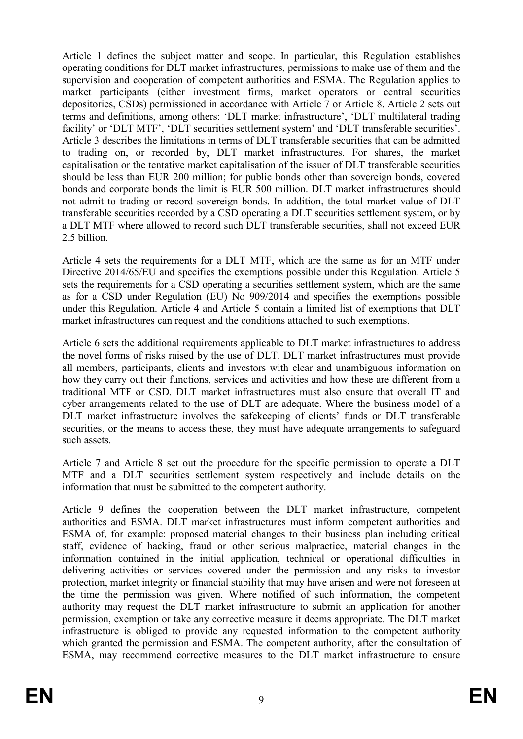Article 1 defines the subject matter and scope. In particular, this Regulation establishes operating conditions for DLT market infrastructures, permissions to make use of them and the supervision and cooperation of competent authorities and ESMA. The Regulation applies to market participants (either investment firms, market operators or central securities depositories, CSDs) permissioned in accordance with Article 7 or Article 8. Article 2 sets out terms and definitions, among others: 'DLT market infrastructure', 'DLT multilateral trading facility' or 'DLT MTF', 'DLT securities settlement system' and 'DLT transferable securities'. Article 3 describes the limitations in terms of DLT transferable securities that can be admitted to trading on, or recorded by, DLT market infrastructures. For shares, the market capitalisation or the tentative market capitalisation of the issuer of DLT transferable securities should be less than EUR 200 million; for public bonds other than sovereign bonds, covered bonds and corporate bonds the limit is EUR 500 million. DLT market infrastructures should not admit to trading or record sovereign bonds. In addition, the total market value of DLT transferable securities recorded by a CSD operating a DLT securities settlement system, or by a DLT MTF where allowed to record such DLT transferable securities, shall not exceed EUR 2.5 billion.

Article 4 sets the requirements for a DLT MTF, which are the same as for an MTF under Directive 2014/65/EU and specifies the exemptions possible under this Regulation. Article 5 sets the requirements for a CSD operating a securities settlement system, which are the same as for a CSD under Regulation (EU) No 909/2014 and specifies the exemptions possible under this Regulation. Article 4 and Article 5 contain a limited list of exemptions that DLT market infrastructures can request and the conditions attached to such exemptions.

Article 6 sets the additional requirements applicable to DLT market infrastructures to address the novel forms of risks raised by the use of DLT. DLT market infrastructures must provide all members, participants, clients and investors with clear and unambiguous information on how they carry out their functions, services and activities and how these are different from a traditional MTF or CSD. DLT market infrastructures must also ensure that overall IT and cyber arrangements related to the use of DLT are adequate. Where the business model of a DLT market infrastructure involves the safekeeping of clients' funds or DLT transferable securities, or the means to access these, they must have adequate arrangements to safeguard such assets.

Article 7 and Article 8 set out the procedure for the specific permission to operate a DLT MTF and a DLT securities settlement system respectively and include details on the information that must be submitted to the competent authority.

Article 9 defines the cooperation between the DLT market infrastructure, competent authorities and ESMA. DLT market infrastructures must inform competent authorities and ESMA of, for example: proposed material changes to their business plan including critical staff, evidence of hacking, fraud or other serious malpractice, material changes in the information contained in the initial application, technical or operational difficulties in delivering activities or services covered under the permission and any risks to investor protection, market integrity or financial stability that may have arisen and were not foreseen at the time the permission was given. Where notified of such information, the competent authority may request the DLT market infrastructure to submit an application for another permission, exemption or take any corrective measure it deems appropriate. The DLT market infrastructure is obliged to provide any requested information to the competent authority which granted the permission and ESMA. The competent authority, after the consultation of ESMA, may recommend corrective measures to the DLT market infrastructure to ensure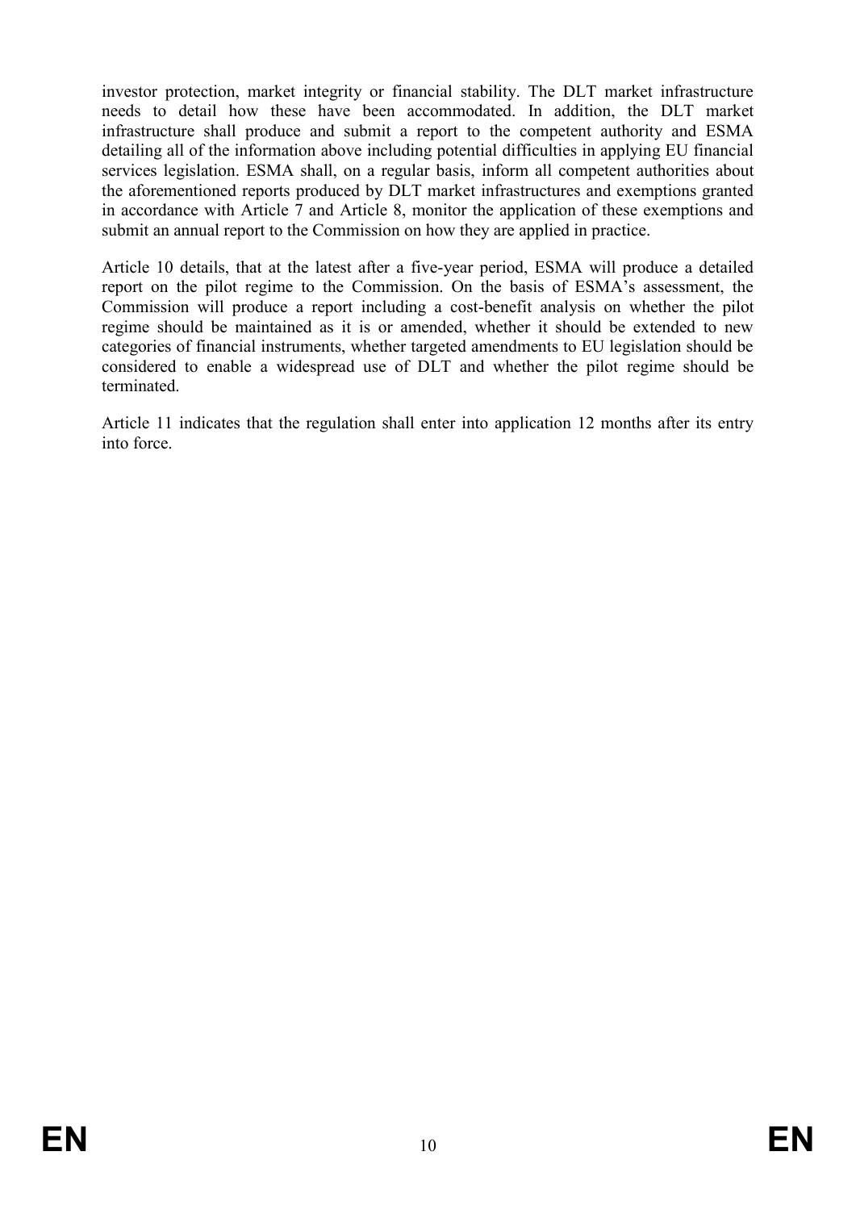investor protection, market integrity or financial stability. The DLT market infrastructure needs to detail how these have been accommodated. In addition, the DLT market infrastructure shall produce and submit a report to the competent authority and ESMA detailing all of the information above including potential difficulties in applying EU financial services legislation. ESMA shall, on a regular basis, inform all competent authorities about the aforementioned reports produced by DLT market infrastructures and exemptions granted in accordance with Article 7 and Article 8, monitor the application of these exemptions and submit an annual report to the Commission on how they are applied in practice.

Article 10 details, that at the latest after a five-year period, ESMA will produce a detailed report on the pilot regime to the Commission. On the basis of ESMA's assessment, the Commission will produce a report including a cost-benefit analysis on whether the pilot regime should be maintained as it is or amended, whether it should be extended to new categories of financial instruments, whether targeted amendments to EU legislation should be considered to enable a widespread use of DLT and whether the pilot regime should be terminated.

Article 11 indicates that the regulation shall enter into application 12 months after its entry into force.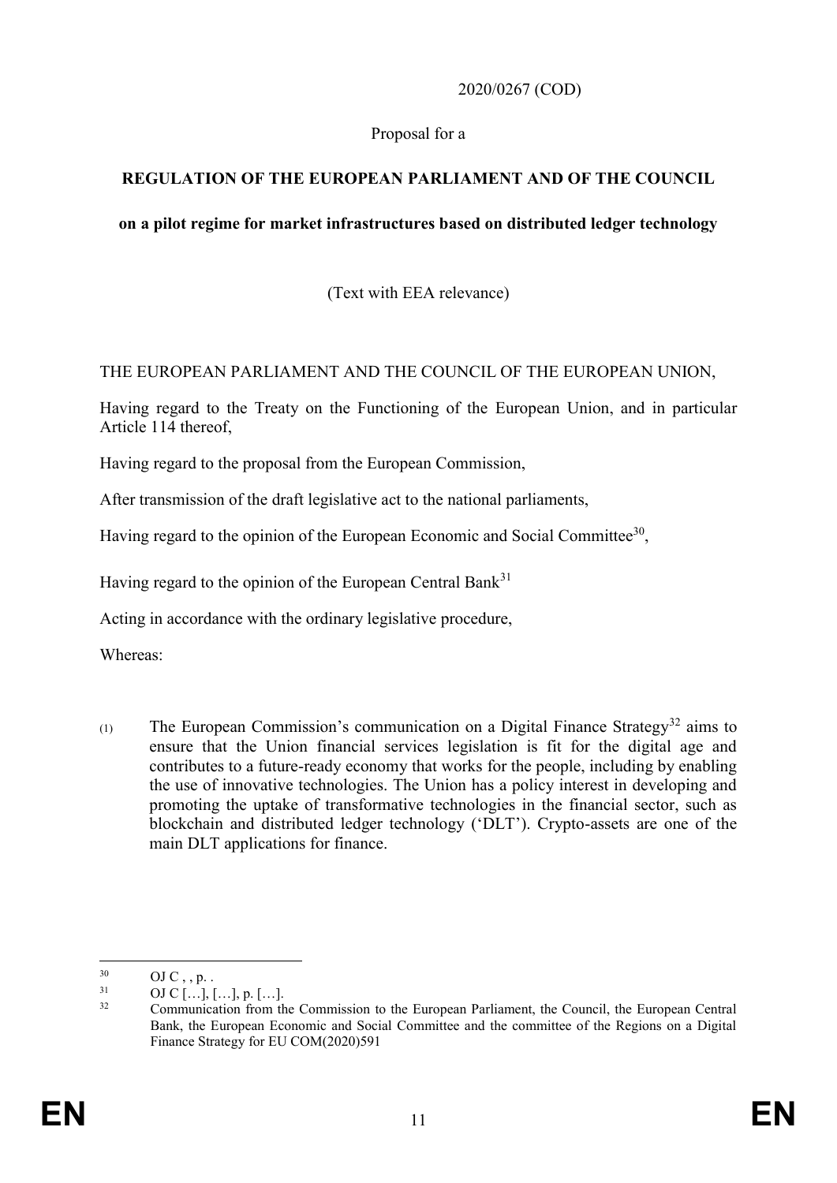2020/0267 (COD)

Proposal for a

**REGULATION OF THE EUROPEAN PARLIAMENT AND OF THE COUNCIL**

**on a pilot regime for market infrastructures based on distributed ledger technology**

(Text with EEA relevance)

THE EUROPEAN PARLIAMENT AND THE COUNCIL OF THE EUROPEAN UNION,

Having regard to the Treaty on the Functioning of the European Union, and in particular Article 114 thereof,

Having regard to the proposal from the European Commission,

After transmission of the draft legislative act to the national parliaments,

Having regard to the opinion of the European Economic and Social Committee[30],

Having regard to the opinion of the European Central Bank[31]

Acting in accordance with the ordinary legislative procedure,

Whereas:

(1) The European Commission's communication on a Digital Finance Strategy[32] aims to ensure that the Union financial services legislation is fit for the digital age and contributes to a future-ready economy that works for the people, including by enabling the use of innovative technologies. The Union has a policy interest in developing and promoting the uptake of transformative technologies in the financial sector, such as blockchain and distributed ledger technology ('DLT'). Crypto-assets are one of the main DLT applications for finance.

---

[30] OJ C , , p. .

[31] OJ C […], […], p. […].

[32] Communication from the Commission to the European Parliament, the Council, the European Central Bank, the European Economic and Social Committee and the committee of the Regions on a Digital Finance Strategy for EU COM(2020)591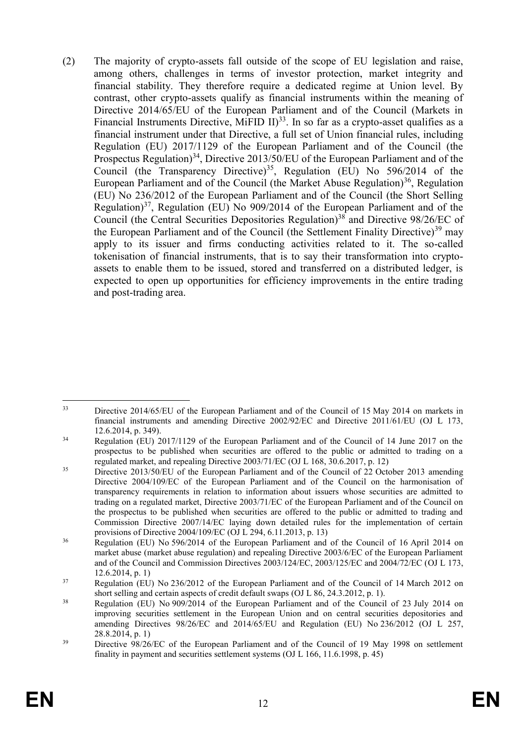(2) The majority of crypto-assets fall outside of the scope of EU legislation and raise, among others, challenges in terms of investor protection, market integrity and financial stability. They therefore require a dedicated regime at Union level. By contrast, other crypto-assets qualify as financial instruments within the meaning of Directive 2014/65/EU of the European Parliament and of the Council (Markets in Financial Instruments Directive, MiFID II)[33]. In so far as a crypto-asset qualifies as a financial instrument under that Directive, a full set of Union financial rules, including Regulation (EU) 2017/1129 of the European Parliament and of the Council (the Prospectus Regulation)[34], Directive 2013/50/EU of the European Parliament and of the Council (the Transparency Directive)[35], Regulation (EU) No 596/2014 of the European Parliament and of the Council (the Market Abuse Regulation)[36], Regulation (EU) No 236/2012 of the European Parliament and of the Council (the Short Selling Regulation)[37], Regulation (EU) No 909/2014 of the European Parliament and of the Council (the Central Securities Depositories Regulation)[38] and Directive 98/26/EC of the European Parliament and of the Council (the Settlement Finality Directive)[39] may apply to its issuer and firms conducting activities related to it. The so-called tokenisation of financial instruments, that is to say their transformation into crypto-assets to enable them to be issued, stored and transferred on a distributed ledger, is expected to open up opportunities for efficiency improvements in the entire trading and post-trading area.

---

[33] Directive 2014/65/EU of the European Parliament and of the Council of 15 May 2014 on markets in financial instruments and amending Directive 2002/92/EC and Directive 2011/61/EU (OJ L 173, 12.6.2014, p. 349).

[34] Regulation (EU) 2017/1129 of the European Parliament and of the Council of 14 June 2017 on the prospectus to be published when securities are offered to the public or admitted to trading on a regulated market, and repealing Directive 2003/71/EC (OJ L 168, 30.6.2017, p. 12)

[35] Directive 2013/50/EU of the European Parliament and of the Council of 22 October 2013 amending Directive 2004/109/EC of the European Parliament and of the Council on the harmonisation of transparency requirements in relation to information about issuers whose securities are admitted to trading on a regulated market, Directive 2003/71/EC of the European Parliament and of the Council on the prospectus to be published when securities are offered to the public or admitted to trading and Commission Directive 2007/14/EC laying down detailed rules for the implementation of certain provisions of Directive 2004/109/EC (OJ L 294, 6.11.2013, p. 13)

[36] Regulation (EU) No 596/2014 of the European Parliament and of the Council of 16 April 2014 on market abuse (market abuse regulation) and repealing Directive 2003/6/EC of the European Parliament and of the Council and Commission Directives 2003/124/EC, 2003/125/EC and 2004/72/EC (OJ L 173, 12.6.2014, p. 1)

[37] Regulation (EU) No 236/2012 of the European Parliament and of the Council of 14 March 2012 on short selling and certain aspects of credit default swaps (OJ L 86, 24.3.2012, p. 1).

[38] Regulation (EU) No 909/2014 of the European Parliament and of the Council of 23 July 2014 on improving securities settlement in the European Union and on central securities depositories and amending Directives 98/26/EC and 2014/65/EU and Regulation (EU) No 236/2012 (OJ L 257, 28.8.2014, p. 1)

[39] Directive 98/26/EC of the European Parliament and of the Council of 19 May 1998 on settlement finality in payment and securities settlement systems (OJ L 166, 11.6.1998, p. 45)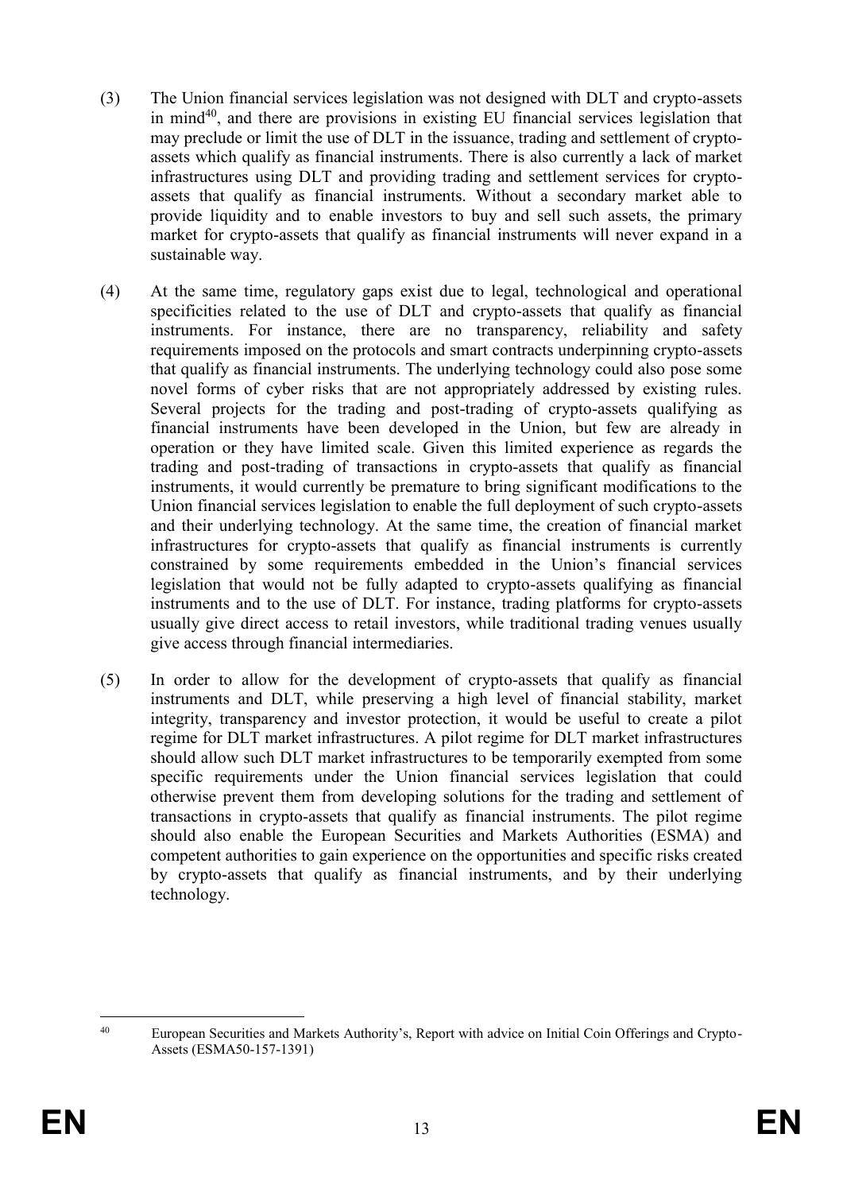(3) The Union financial services legislation was not designed with DLT and crypto-assets in mind[40], and there are provisions in existing EU financial services legislation that may preclude or limit the use of DLT in the issuance, trading and settlement of crypto-assets which qualify as financial instruments. There is also currently a lack of market infrastructures using DLT and providing trading and settlement services for crypto-assets that qualify as financial instruments. Without a secondary market able to provide liquidity and to enable investors to buy and sell such assets, the primary market for crypto-assets that qualify as financial instruments will never expand in a sustainable way.

(4) At the same time, regulatory gaps exist due to legal, technological and operational specificities related to the use of DLT and crypto-assets that qualify as financial instruments. For instance, there are no transparency, reliability and safety requirements imposed on the protocols and smart contracts underpinning crypto-assets that qualify as financial instruments. The underlying technology could also pose some novel forms of cyber risks that are not appropriately addressed by existing rules. Several projects for the trading and post-trading of crypto-assets qualifying as financial instruments have been developed in the Union, but few are already in operation or they have limited scale. Given this limited experience as regards the trading and post-trading of transactions in crypto-assets that qualify as financial instruments, it would currently be premature to bring significant modifications to the Union financial services legislation to enable the full deployment of such crypto-assets and their underlying technology. At the same time, the creation of financial market infrastructures for crypto-assets that qualify as financial instruments is currently constrained by some requirements embedded in the Union's financial services legislation that would not be fully adapted to crypto-assets qualifying as financial instruments and to the use of DLT. For instance, trading platforms for crypto-assets usually give direct access to retail investors, while traditional trading venues usually give access through financial intermediaries.

(5) In order to allow for the development of crypto-assets that qualify as financial instruments and DLT, while preserving a high level of financial stability, market integrity, transparency and investor protection, it would be useful to create a pilot regime for DLT market infrastructures. A pilot regime for DLT market infrastructures should allow such DLT market infrastructures to be temporarily exempted from some specific requirements under the Union financial services legislation that could otherwise prevent them from developing solutions for the trading and settlement of transactions in crypto-assets that qualify as financial instruments. The pilot regime should also enable the European Securities and Markets Authorities (ESMA) and competent authorities to gain experience on the opportunities and specific risks created by crypto-assets that qualify as financial instruments, and by their underlying technology.

[40] European Securities and Markets Authority's, Report with advice on Initial Coin Offerings and Crypto-Assets (ESMA50-157-1391)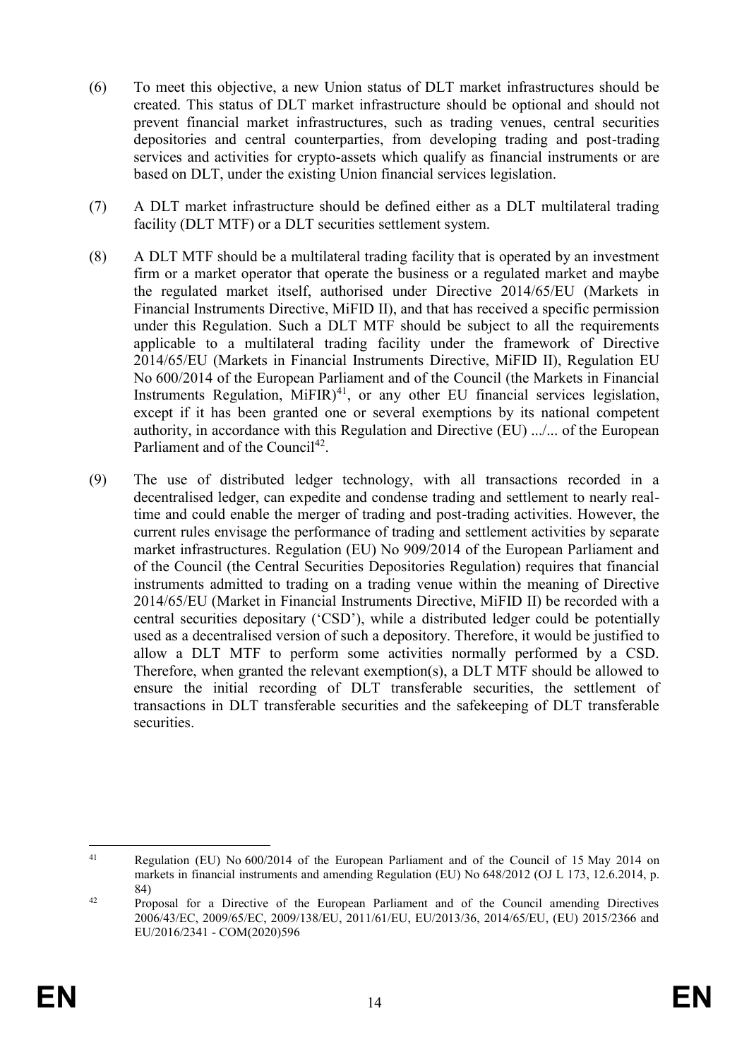(6) To meet this objective, a new Union status of DLT market infrastructures should be created. This status of DLT market infrastructure should be optional and should not prevent financial market infrastructures, such as trading venues, central securities depositories and central counterparties, from developing trading and post-trading services and activities for crypto-assets which qualify as financial instruments or are based on DLT, under the existing Union financial services legislation.

(7) A DLT market infrastructure should be defined either as a DLT multilateral trading facility (DLT MTF) or a DLT securities settlement system.

(8) A DLT MTF should be a multilateral trading facility that is operated by an investment firm or a market operator that operate the business or a regulated market and maybe the regulated market itself, authorised under Directive 2014/65/EU (Markets in Financial Instruments Directive, MiFID II), and that has received a specific permission under this Regulation. Such a DLT MTF should be subject to all the requirements applicable to a multilateral trading facility under the framework of Directive 2014/65/EU (Markets in Financial Instruments Directive, MiFID II), Regulation EU No 600/2014 of the European Parliament and of the Council (the Markets in Financial Instruments Regulation, MiFIR)[41], or any other EU financial services legislation, except if it has been granted one or several exemptions by its national competent authority, in accordance with this Regulation and Directive (EU) .../... of the European Parliament and of the Council[42].

(9) The use of distributed ledger technology, with all transactions recorded in a decentralised ledger, can expedite and condense trading and settlement to nearly real-time and could enable the merger of trading and post-trading activities. However, the current rules envisage the performance of trading and settlement activities by separate market infrastructures. Regulation (EU) No 909/2014 of the European Parliament and of the Council (the Central Securities Depositories Regulation) requires that financial instruments admitted to trading on a trading venue within the meaning of Directive 2014/65/EU (Market in Financial Instruments Directive, MiFID II) be recorded with a central securities depositary ('CSD'), while a distributed ledger could be potentially used as a decentralised version of such a depository. Therefore, it would be justified to allow a DLT MTF to perform some activities normally performed by a CSD. Therefore, when granted the relevant exemption(s), a DLT MTF should be allowed to ensure the initial recording of DLT transferable securities, the settlement of transactions in DLT transferable securities and the safekeeping of DLT transferable securities.

---

[41] Regulation (EU) No 600/2014 of the European Parliament and of the Council of 15 May 2014 on markets in financial instruments and amending Regulation (EU) No 648/2012 (OJ L 173, 12.6.2014, p. 84)

[42] Proposal for a Directive of the European Parliament and of the Council amending Directives 2006/43/EC, 2009/65/EC, 2009/138/EU, 2011/61/EU, EU/2013/36, 2014/65/EU, (EU) 2015/2366 and EU/2016/2341 - COM(2020)596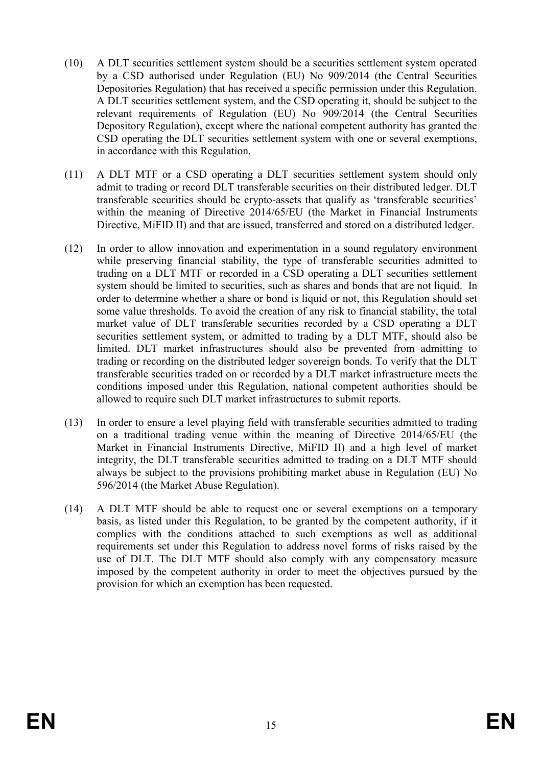(10) A DLT securities settlement system should be a securities settlement system operated by a CSD authorised under Regulation (EU) No 909/2014 (the Central Securities Depositories Regulation) that has received a specific permission under this Regulation. A DLT securities settlement system, and the CSD operating it, should be subject to the relevant requirements of Regulation (EU) No 909/2014 (the Central Securities Depository Regulation), except where the national competent authority has granted the CSD operating the DLT securities settlement system with one or several exemptions, in accordance with this Regulation.

(11) A DLT MTF or a CSD operating a DLT securities settlement system should only admit to trading or record DLT transferable securities on their distributed ledger. DLT transferable securities should be crypto-assets that qualify as 'transferable securities' within the meaning of Directive 2014/65/EU (the Market in Financial Instruments Directive, MiFID II) and that are issued, transferred and stored on a distributed ledger.

(12) In order to allow innovation and experimentation in a sound regulatory environment while preserving financial stability, the type of transferable securities admitted to trading on a DLT MTF or recorded in a CSD operating a DLT securities settlement system should be limited to securities, such as shares and bonds that are not liquid. In order to determine whether a share or bond is liquid or not, this Regulation should set some value thresholds. To avoid the creation of any risk to financial stability, the total market value of DLT transferable securities recorded by a CSD operating a DLT securities settlement system, or admitted to trading by a DLT MTF, should also be limited. DLT market infrastructures should also be prevented from admitting to trading or recording on the distributed ledger sovereign bonds. To verify that the DLT transferable securities traded on or recorded by a DLT market infrastructure meets the conditions imposed under this Regulation, national competent authorities should be allowed to require such DLT market infrastructures to submit reports.

(13) In order to ensure a level playing field with transferable securities admitted to trading on a traditional trading venue within the meaning of Directive 2014/65/EU (the Market in Financial Instruments Directive, MiFID II) and a high level of market integrity, the DLT transferable securities admitted to trading on a DLT MTF should always be subject to the provisions prohibiting market abuse in Regulation (EU) No 596/2014 (the Market Abuse Regulation).

(14) A DLT MTF should be able to request one or several exemptions on a temporary basis, as listed under this Regulation, to be granted by the competent authority, if it complies with the conditions attached to such exemptions as well as additional requirements set under this Regulation to address novel forms of risks raised by the use of DLT. The DLT MTF should also comply with any compensatory measure imposed by the competent authority in order to meet the objectives pursued by the provision for which an exemption has been requested.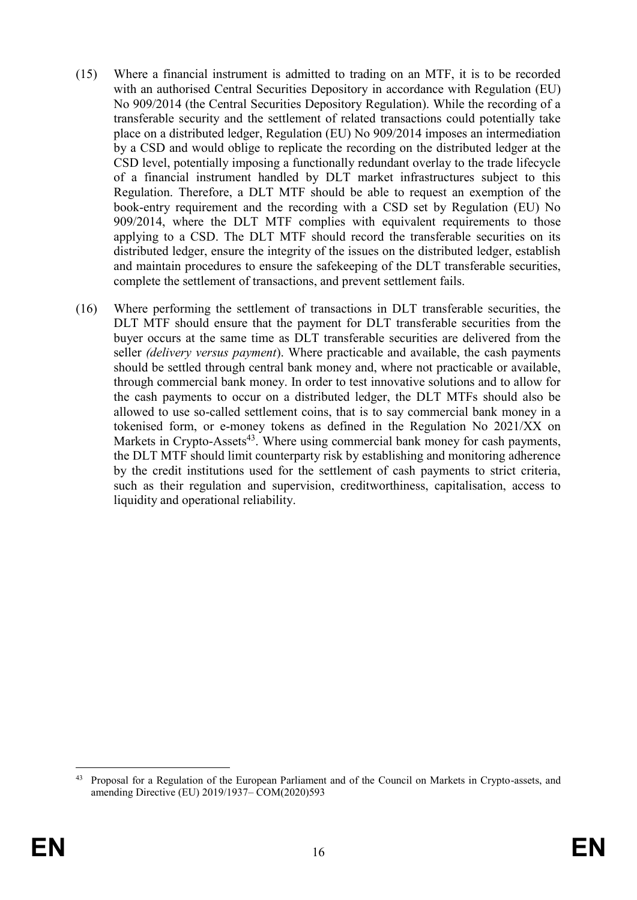(15) Where a financial instrument is admitted to trading on an MTF, it is to be recorded with an authorised Central Securities Depository in accordance with Regulation (EU) No 909/2014 (the Central Securities Depository Regulation). While the recording of a transferable security and the settlement of related transactions could potentially take place on a distributed ledger, Regulation (EU) No 909/2014 imposes an intermediation by a CSD and would oblige to replicate the recording on the distributed ledger at the CSD level, potentially imposing a functionally redundant overlay to the trade lifecycle of a financial instrument handled by DLT market infrastructures subject to this Regulation. Therefore, a DLT MTF should be able to request an exemption of the book-entry requirement and the recording with a CSD set by Regulation (EU) No 909/2014, where the DLT MTF complies with equivalent requirements to those applying to a CSD. The DLT MTF should record the transferable securities on its distributed ledger, ensure the integrity of the issues on the distributed ledger, establish and maintain procedures to ensure the safekeeping of the DLT transferable securities, complete the settlement of transactions, and prevent settlement fails.

(16) Where performing the settlement of transactions in DLT transferable securities, the DLT MTF should ensure that the payment for DLT transferable securities from the buyer occurs at the same time as DLT transferable securities are delivered from the seller *(delivery versus payment*). Where practicable and available, the cash payments should be settled through central bank money and, where not practicable or available, through commercial bank money. In order to test innovative solutions and to allow for the cash payments to occur on a distributed ledger, the DLT MTFs should also be allowed to use so-called settlement coins, that is to say commercial bank money in a tokenised form, or e-money tokens as defined in the Regulation No 2021/XX on Markets in Crypto-Assets[43]. Where using commercial bank money for cash payments, the DLT MTF should limit counterparty risk by establishing and monitoring adherence by the credit institutions used for the settlement of cash payments to strict criteria, such as their regulation and supervision, creditworthiness, capitalisation, access to liquidity and operational reliability.

---

[43] Proposal for a Regulation of the European Parliament and of the Council on Markets in Crypto-assets, and amending Directive (EU) 2019/1937– COM(2020)593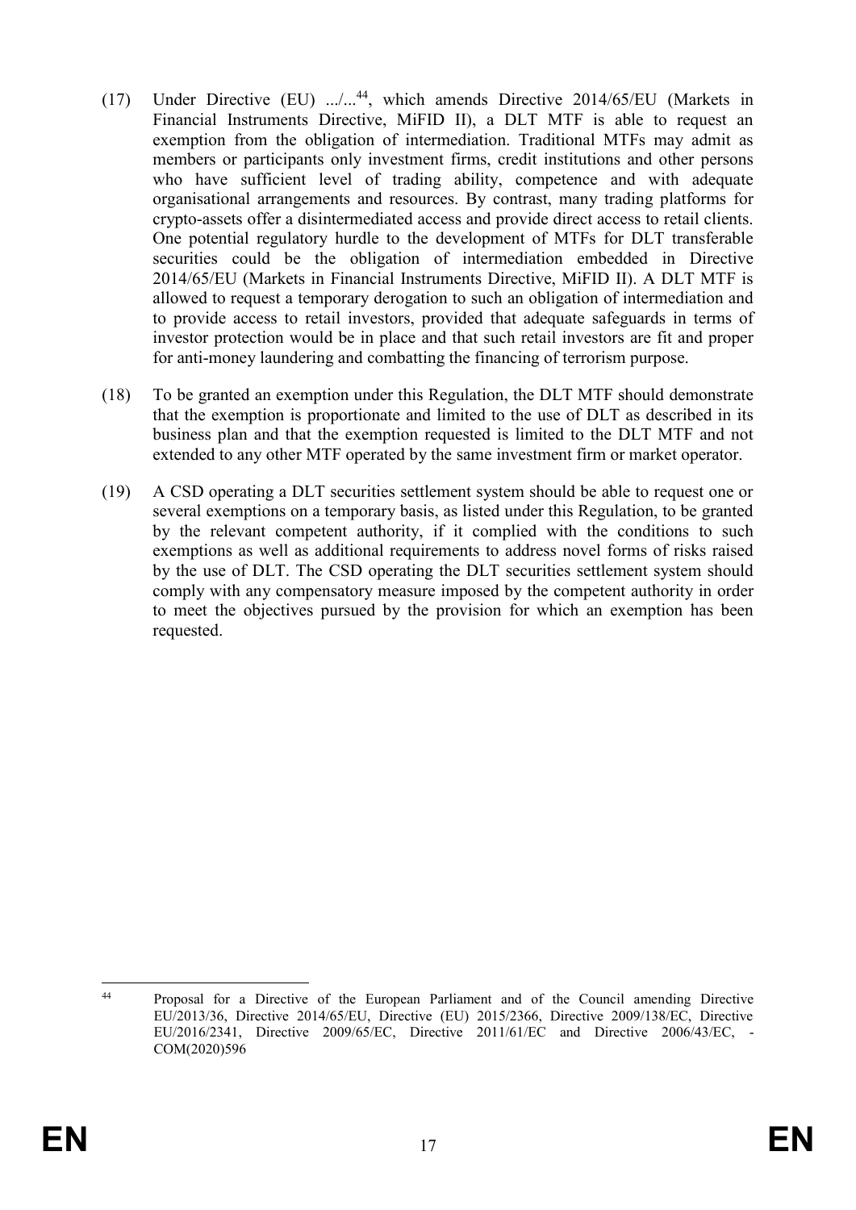(17) Under Directive (EU) .../...[44], which amends Directive 2014/65/EU (Markets in Financial Instruments Directive, MiFID II), a DLT MTF is able to request an exemption from the obligation of intermediation. Traditional MTFs may admit as members or participants only investment firms, credit institutions and other persons who have sufficient level of trading ability, competence and with adequate organisational arrangements and resources. By contrast, many trading platforms for crypto-assets offer a disintermediated access and provide direct access to retail clients. One potential regulatory hurdle to the development of MTFs for DLT transferable securities could be the obligation of intermediation embedded in Directive 2014/65/EU (Markets in Financial Instruments Directive, MiFID II). A DLT MTF is allowed to request a temporary derogation to such an obligation of intermediation and to provide access to retail investors, provided that adequate safeguards in terms of investor protection would be in place and that such retail investors are fit and proper for anti-money laundering and combatting the financing of terrorism purpose.

(18) To be granted an exemption under this Regulation, the DLT MTF should demonstrate that the exemption is proportionate and limited to the use of DLT as described in its business plan and that the exemption requested is limited to the DLT MTF and not extended to any other MTF operated by the same investment firm or market operator.

(19) A CSD operating a DLT securities settlement system should be able to request one or several exemptions on a temporary basis, as listed under this Regulation, to be granted by the relevant competent authority, if it complied with the conditions to such exemptions as well as additional requirements to address novel forms of risks raised by the use of DLT. The CSD operating the DLT securities settlement system should comply with any compensatory measure imposed by the competent authority in order to meet the objectives pursued by the provision for which an exemption has been requested.

---

[44] Proposal for a Directive of the European Parliament and of the Council amending Directive EU/2013/36, Directive 2014/65/EU, Directive (EU) 2015/2366, Directive 2009/138/EC, Directive EU/2016/2341, Directive 2009/65/EC, Directive 2011/61/EC and Directive 2006/43/EC, - COM(2020)596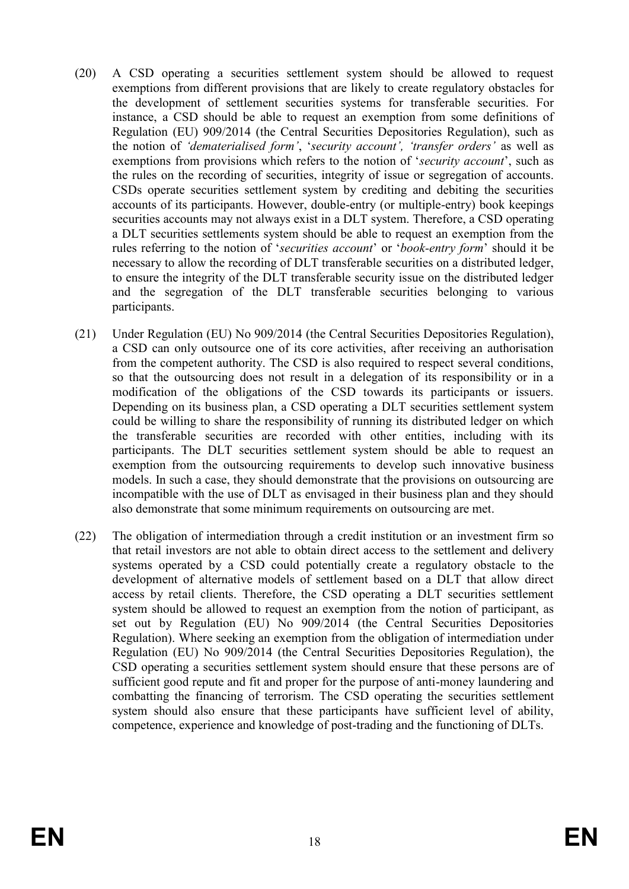(20) A CSD operating a securities settlement system should be allowed to request exemptions from different provisions that are likely to create regulatory obstacles for the development of settlement securities systems for transferable securities. For instance, a CSD should be able to request an exemption from some definitions of Regulation (EU) 909/2014 (the Central Securities Depositories Regulation), such as the notion of *'dematerialised form'*, '*security account', 'transfer orders'* as well as exemptions from provisions which refers to the notion of '*security account*', such as the rules on the recording of securities, integrity of issue or segregation of accounts. CSDs operate securities settlement system by crediting and debiting the securities accounts of its participants. However, double-entry (or multiple-entry) book keepings securities accounts may not always exist in a DLT system. Therefore, a CSD operating a DLT securities settlements system should be able to request an exemption from the rules referring to the notion of '*securities account*' or '*book-entry form*' should it be necessary to allow the recording of DLT transferable securities on a distributed ledger, to ensure the integrity of the DLT transferable security issue on the distributed ledger and the segregation of the DLT transferable securities belonging to various participants.

(21) Under Regulation (EU) No 909/2014 (the Central Securities Depositories Regulation), a CSD can only outsource one of its core activities, after receiving an authorisation from the competent authority. The CSD is also required to respect several conditions, so that the outsourcing does not result in a delegation of its responsibility or in a modification of the obligations of the CSD towards its participants or issuers. Depending on its business plan, a CSD operating a DLT securities settlement system could be willing to share the responsibility of running its distributed ledger on which the transferable securities are recorded with other entities, including with its participants. The DLT securities settlement system should be able to request an exemption from the outsourcing requirements to develop such innovative business models. In such a case, they should demonstrate that the provisions on outsourcing are incompatible with the use of DLT as envisaged in their business plan and they should also demonstrate that some minimum requirements on outsourcing are met.

(22) The obligation of intermediation through a credit institution or an investment firm so that retail investors are not able to obtain direct access to the settlement and delivery systems operated by a CSD could potentially create a regulatory obstacle to the development of alternative models of settlement based on a DLT that allow direct access by retail clients. Therefore, the CSD operating a DLT securities settlement system should be allowed to request an exemption from the notion of participant, as set out by Regulation (EU) No 909/2014 (the Central Securities Depositories Regulation). Where seeking an exemption from the obligation of intermediation under Regulation (EU) No 909/2014 (the Central Securities Depositories Regulation), the CSD operating a securities settlement system should ensure that these persons are of sufficient good repute and fit and proper for the purpose of anti-money laundering and combatting the financing of terrorism. The CSD operating the securities settlement system should also ensure that these participants have sufficient level of ability, competence, experience and knowledge of post-trading and the functioning of DLTs.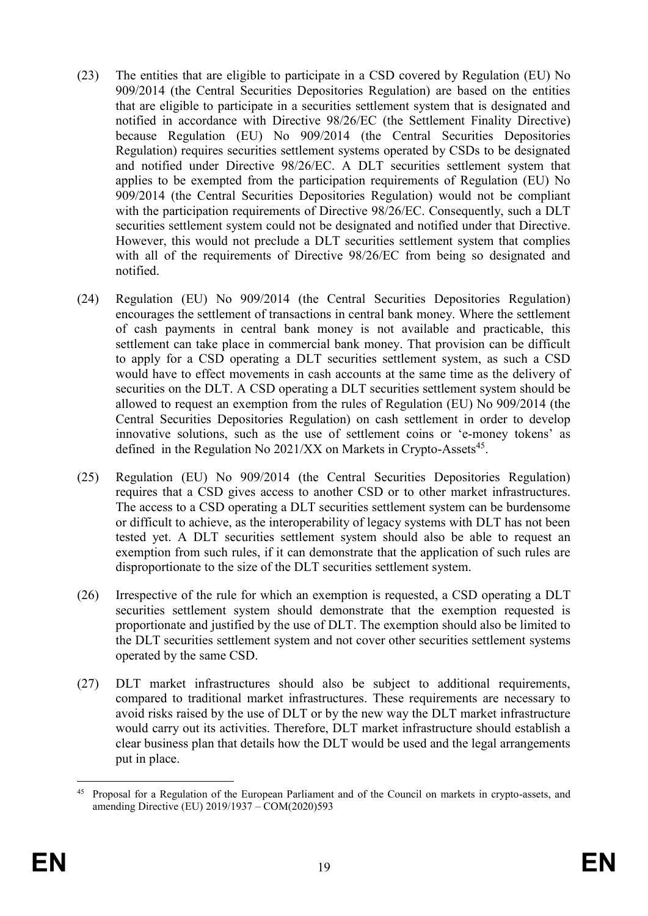(23) The entities that are eligible to participate in a CSD covered by Regulation (EU) No 909/2014 (the Central Securities Depositories Regulation) are based on the entities that are eligible to participate in a securities settlement system that is designated and notified in accordance with Directive 98/26/EC (the Settlement Finality Directive) because Regulation (EU) No 909/2014 (the Central Securities Depositories Regulation) requires securities settlement systems operated by CSDs to be designated and notified under Directive 98/26/EC. A DLT securities settlement system that applies to be exempted from the participation requirements of Regulation (EU) No 909/2014 (the Central Securities Depositories Regulation) would not be compliant with the participation requirements of Directive 98/26/EC. Consequently, such a DLT securities settlement system could not be designated and notified under that Directive. However, this would not preclude a DLT securities settlement system that complies with all of the requirements of Directive 98/26/EC from being so designated and notified.

(24) Regulation (EU) No 909/2014 (the Central Securities Depositories Regulation) encourages the settlement of transactions in central bank money. Where the settlement of cash payments in central bank money is not available and practicable, this settlement can take place in commercial bank money. That provision can be difficult to apply for a CSD operating a DLT securities settlement system, as such a CSD would have to effect movements in cash accounts at the same time as the delivery of securities on the DLT. A CSD operating a DLT securities settlement system should be allowed to request an exemption from the rules of Regulation (EU) No 909/2014 (the Central Securities Depositories Regulation) on cash settlement in order to develop innovative solutions, such as the use of settlement coins or 'e-money tokens' as defined in the Regulation No 2021/XX on Markets in Crypto-Assets[45].

(25) Regulation (EU) No 909/2014 (the Central Securities Depositories Regulation) requires that a CSD gives access to another CSD or to other market infrastructures. The access to a CSD operating a DLT securities settlement system can be burdensome or difficult to achieve, as the interoperability of legacy systems with DLT has not been tested yet. A DLT securities settlement system should also be able to request an exemption from such rules, if it can demonstrate that the application of such rules are disproportionate to the size of the DLT securities settlement system.

(26) Irrespective of the rule for which an exemption is requested, a CSD operating a DLT securities settlement system should demonstrate that the exemption requested is proportionate and justified by the use of DLT. The exemption should also be limited to the DLT securities settlement system and not cover other securities settlement systems operated by the same CSD.

(27) DLT market infrastructures should also be subject to additional requirements, compared to traditional market infrastructures. These requirements are necessary to avoid risks raised by the use of DLT or by the new way the DLT market infrastructure would carry out its activities. Therefore, DLT market infrastructure should establish a clear business plan that details how the DLT would be used and the legal arrangements put in place.

---

[45] Proposal for a Regulation of the European Parliament and of the Council on markets in crypto-assets, and amending Directive (EU) 2019/1937 – COM(2020)593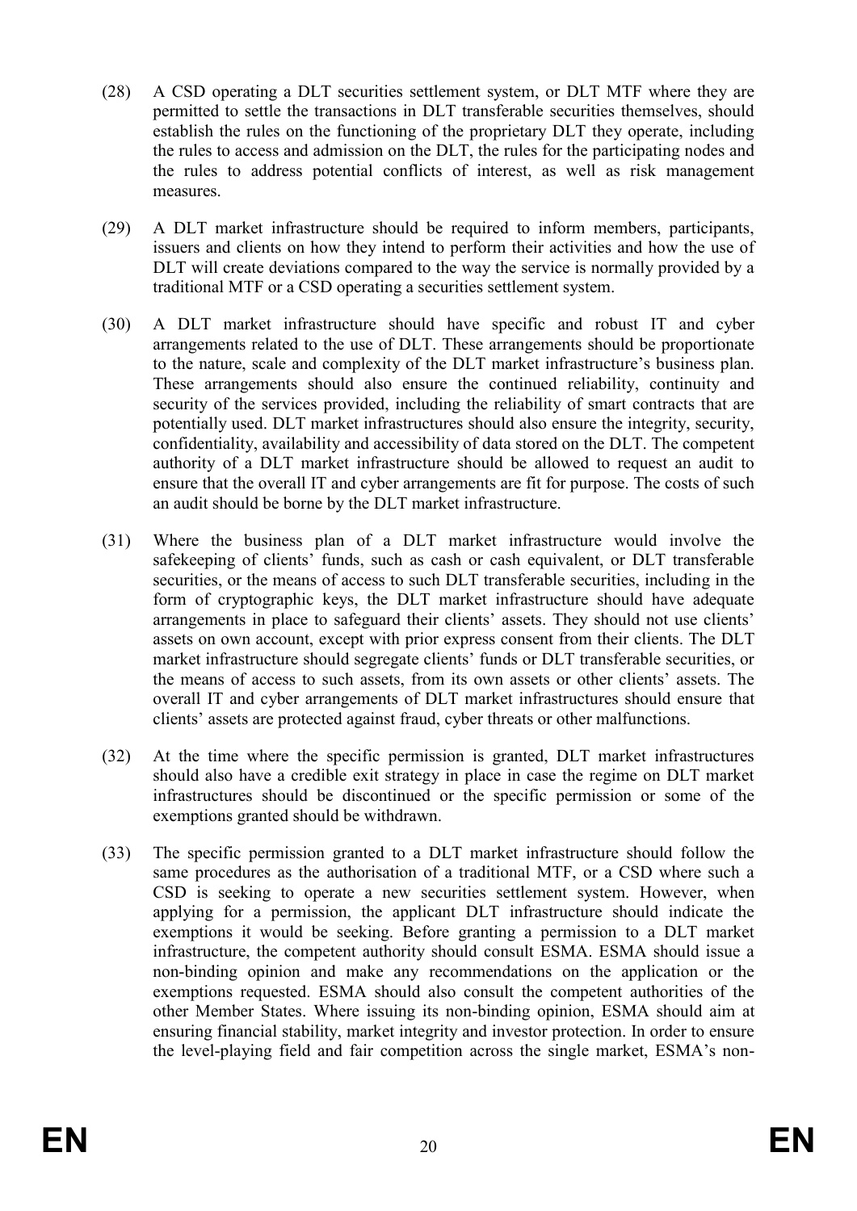(28) A CSD operating a DLT securities settlement system, or DLT MTF where they are permitted to settle the transactions in DLT transferable securities themselves, should establish the rules on the functioning of the proprietary DLT they operate, including the rules to access and admission on the DLT, the rules for the participating nodes and the rules to address potential conflicts of interest, as well as risk management measures.

(29) A DLT market infrastructure should be required to inform members, participants, issuers and clients on how they intend to perform their activities and how the use of DLT will create deviations compared to the way the service is normally provided by a traditional MTF or a CSD operating a securities settlement system.

(30) A DLT market infrastructure should have specific and robust IT and cyber arrangements related to the use of DLT. These arrangements should be proportionate to the nature, scale and complexity of the DLT market infrastructure's business plan. These arrangements should also ensure the continued reliability, continuity and security of the services provided, including the reliability of smart contracts that are potentially used. DLT market infrastructures should also ensure the integrity, security, confidentiality, availability and accessibility of data stored on the DLT. The competent authority of a DLT market infrastructure should be allowed to request an audit to ensure that the overall IT and cyber arrangements are fit for purpose. The costs of such an audit should be borne by the DLT market infrastructure.

(31) Where the business plan of a DLT market infrastructure would involve the safekeeping of clients' funds, such as cash or cash equivalent, or DLT transferable securities, or the means of access to such DLT transferable securities, including in the form of cryptographic keys, the DLT market infrastructure should have adequate arrangements in place to safeguard their clients' assets. They should not use clients' assets on own account, except with prior express consent from their clients. The DLT market infrastructure should segregate clients' funds or DLT transferable securities, or the means of access to such assets, from its own assets or other clients' assets. The overall IT and cyber arrangements of DLT market infrastructures should ensure that clients' assets are protected against fraud, cyber threats or other malfunctions.

(32) At the time where the specific permission is granted, DLT market infrastructures should also have a credible exit strategy in place in case the regime on DLT market infrastructures should be discontinued or the specific permission or some of the exemptions granted should be withdrawn.

(33) The specific permission granted to a DLT market infrastructure should follow the same procedures as the authorisation of a traditional MTF, or a CSD where such a CSD is seeking to operate a new securities settlement system. However, when applying for a permission, the applicant DLT infrastructure should indicate the exemptions it would be seeking. Before granting a permission to a DLT market infrastructure, the competent authority should consult ESMA. ESMA should issue a non-binding opinion and make any recommendations on the application or the exemptions requested. ESMA should also consult the competent authorities of the other Member States. Where issuing its non-binding opinion, ESMA should aim at ensuring financial stability, market integrity and investor protection. In order to ensure the level-playing field and fair competition across the single market, ESMA's non-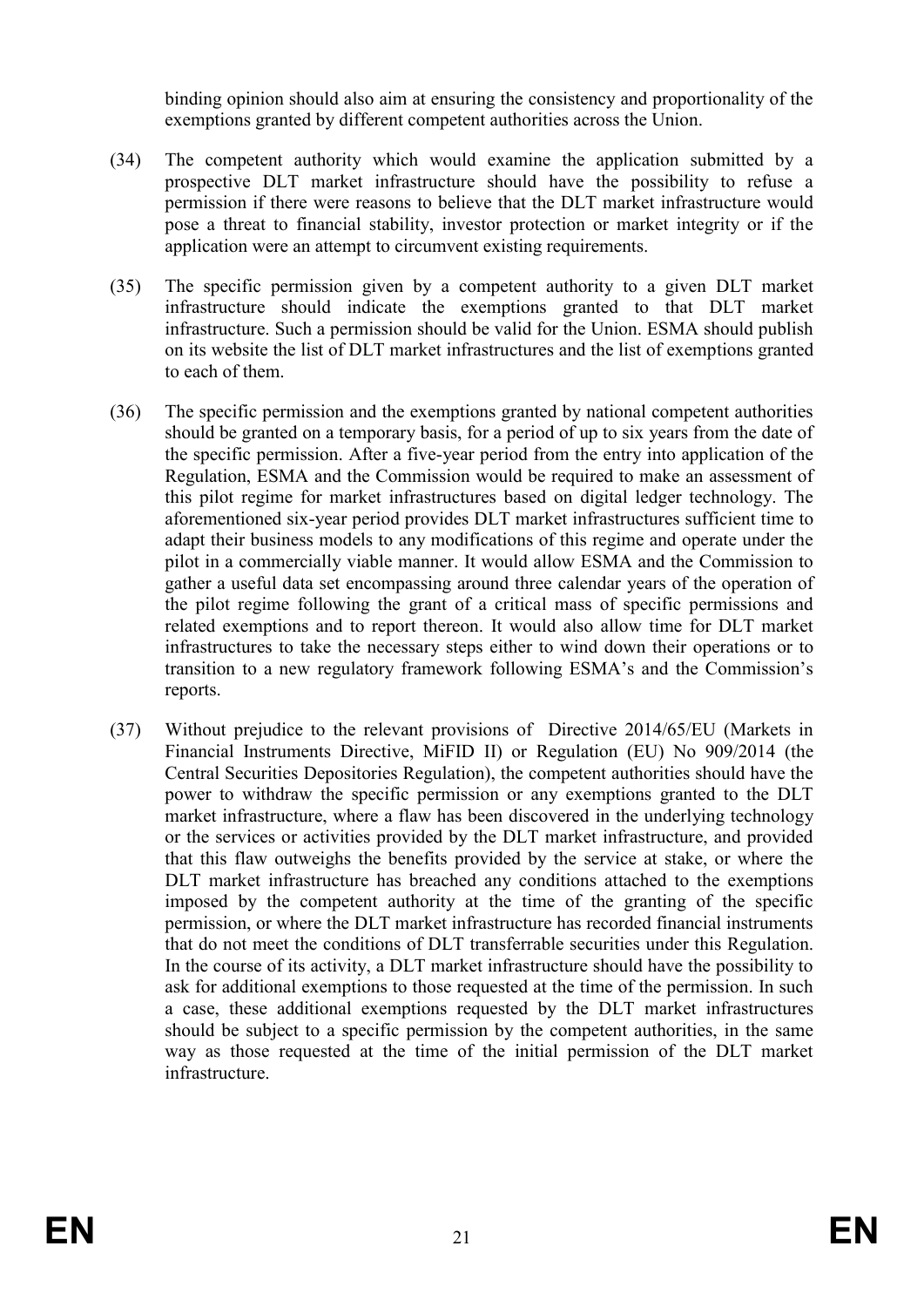binding opinion should also aim at ensuring the consistency and proportionality of the exemptions granted by different competent authorities across the Union.

(34) The competent authority which would examine the application submitted by a prospective DLT market infrastructure should have the possibility to refuse a permission if there were reasons to believe that the DLT market infrastructure would pose a threat to financial stability, investor protection or market integrity or if the application were an attempt to circumvent existing requirements.

(35) The specific permission given by a competent authority to a given DLT market infrastructure should indicate the exemptions granted to that DLT market infrastructure. Such a permission should be valid for the Union. ESMA should publish on its website the list of DLT market infrastructures and the list of exemptions granted to each of them.

(36) The specific permission and the exemptions granted by national competent authorities should be granted on a temporary basis, for a period of up to six years from the date of the specific permission. After a five-year period from the entry into application of the Regulation, ESMA and the Commission would be required to make an assessment of this pilot regime for market infrastructures based on digital ledger technology. The aforementioned six-year period provides DLT market infrastructures sufficient time to adapt their business models to any modifications of this regime and operate under the pilot in a commercially viable manner. It would allow ESMA and the Commission to gather a useful data set encompassing around three calendar years of the operation of the pilot regime following the grant of a critical mass of specific permissions and related exemptions and to report thereon. It would also allow time for DLT market infrastructures to take the necessary steps either to wind down their operations or to transition to a new regulatory framework following ESMA's and the Commission's reports.

(37) Without prejudice to the relevant provisions of Directive 2014/65/EU (Markets in Financial Instruments Directive, MiFID II) or Regulation (EU) No 909/2014 (the Central Securities Depositories Regulation), the competent authorities should have the power to withdraw the specific permission or any exemptions granted to the DLT market infrastructure, where a flaw has been discovered in the underlying technology or the services or activities provided by the DLT market infrastructure, and provided that this flaw outweighs the benefits provided by the service at stake, or where the DLT market infrastructure has breached any conditions attached to the exemptions imposed by the competent authority at the time of the granting of the specific permission, or where the DLT market infrastructure has recorded financial instruments that do not meet the conditions of DLT transferrable securities under this Regulation. In the course of its activity, a DLT market infrastructure should have the possibility to ask for additional exemptions to those requested at the time of the permission. In such a case, these additional exemptions requested by the DLT market infrastructures should be subject to a specific permission by the competent authorities, in the same way as those requested at the time of the initial permission of the DLT market infrastructure.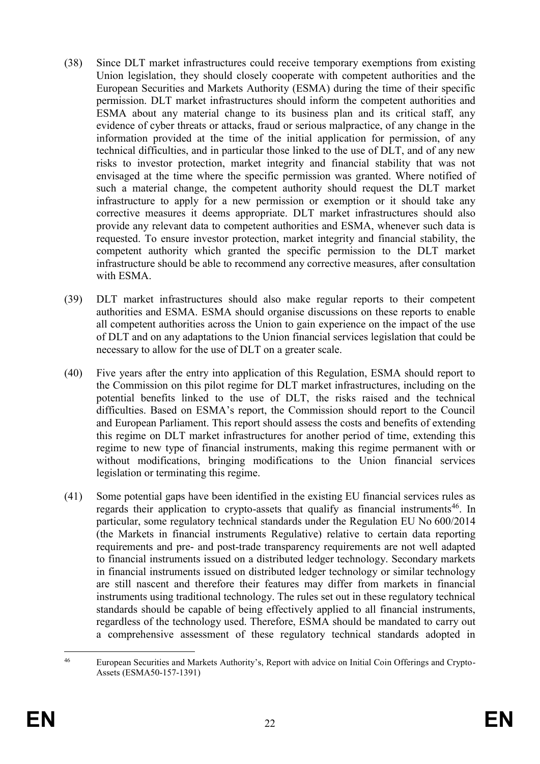(38) Since DLT market infrastructures could receive temporary exemptions from existing Union legislation, they should closely cooperate with competent authorities and the European Securities and Markets Authority (ESMA) during the time of their specific permission. DLT market infrastructures should inform the competent authorities and ESMA about any material change to its business plan and its critical staff, any evidence of cyber threats or attacks, fraud or serious malpractice, of any change in the information provided at the time of the initial application for permission, of any technical difficulties, and in particular those linked to the use of DLT, and of any new risks to investor protection, market integrity and financial stability that was not envisaged at the time where the specific permission was granted. Where notified of such a material change, the competent authority should request the DLT market infrastructure to apply for a new permission or exemption or it should take any corrective measures it deems appropriate. DLT market infrastructures should also provide any relevant data to competent authorities and ESMA, whenever such data is requested. To ensure investor protection, market integrity and financial stability, the competent authority which granted the specific permission to the DLT market infrastructure should be able to recommend any corrective measures, after consultation with ESMA.

(39) DLT market infrastructures should also make regular reports to their competent authorities and ESMA. ESMA should organise discussions on these reports to enable all competent authorities across the Union to gain experience on the impact of the use of DLT and on any adaptations to the Union financial services legislation that could be necessary to allow for the use of DLT on a greater scale.

(40) Five years after the entry into application of this Regulation, ESMA should report to the Commission on this pilot regime for DLT market infrastructures, including on the potential benefits linked to the use of DLT, the risks raised and the technical difficulties. Based on ESMA's report, the Commission should report to the Council and European Parliament. This report should assess the costs and benefits of extending this regime on DLT market infrastructures for another period of time, extending this regime to new type of financial instruments, making this regime permanent with or without modifications, bringing modifications to the Union financial services legislation or terminating this regime.

(41) Some potential gaps have been identified in the existing EU financial services rules as regards their application to crypto-assets that qualify as financial instruments[46]. In particular, some regulatory technical standards under the Regulation EU No 600/2014 (the Markets in financial instruments Regulative) relative to certain data reporting requirements and pre- and post-trade transparency requirements are not well adapted to financial instruments issued on a distributed ledger technology. Secondary markets in financial instruments issued on distributed ledger technology or similar technology are still nascent and therefore their features may differ from markets in financial instruments using traditional technology. The rules set out in these regulatory technical standards should be capable of being effectively applied to all financial instruments, regardless of the technology used. Therefore, ESMA should be mandated to carry out a comprehensive assessment of these regulatory technical standards adopted in

---

[46] European Securities and Markets Authority's, Report with advice on Initial Coin Offerings and Crypto-Assets (ESMA50-157-1391)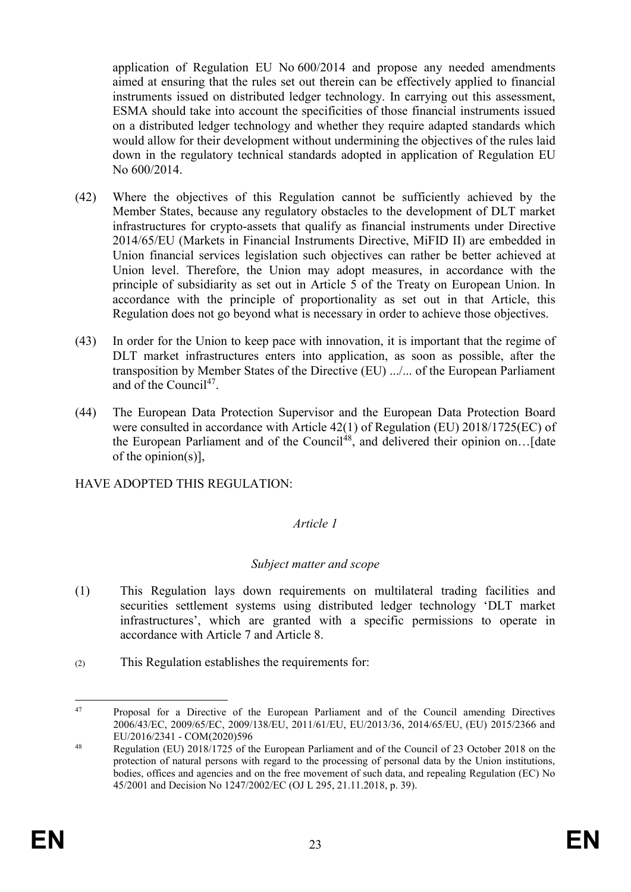application of Regulation EU No 600/2014 and propose any needed amendments aimed at ensuring that the rules set out therein can be effectively applied to financial instruments issued on distributed ledger technology. In carrying out this assessment, ESMA should take into account the specificities of those financial instruments issued on a distributed ledger technology and whether they require adapted standards which would allow for their development without undermining the objectives of the rules laid down in the regulatory technical standards adopted in application of Regulation EU No 600/2014.

(42) Where the objectives of this Regulation cannot be sufficiently achieved by the Member States, because any regulatory obstacles to the development of DLT market infrastructures for crypto-assets that qualify as financial instruments under Directive 2014/65/EU (Markets in Financial Instruments Directive, MiFID II) are embedded in Union financial services legislation such objectives can rather be better achieved at Union level. Therefore, the Union may adopt measures, in accordance with the principle of subsidiarity as set out in Article 5 of the Treaty on European Union. In accordance with the principle of proportionality as set out in that Article, this Regulation does not go beyond what is necessary in order to achieve those objectives.

(43) In order for the Union to keep pace with innovation, it is important that the regime of DLT market infrastructures enters into application, as soon as possible, after the transposition by Member States of the Directive (EU) .../... of the European Parliament and of the Council[47].

(44) The European Data Protection Supervisor and the European Data Protection Board were consulted in accordance with Article 42(1) of Regulation (EU) 2018/1725(EC) of the European Parliament and of the Council[48], and delivered their opinion on…[date of the opinion(s)],

HAVE ADOPTED THIS REGULATION:

*Article 1*

*Subject matter and scope*

(1) This Regulation lays down requirements on multilateral trading facilities and securities settlement systems using distributed ledger technology 'DLT market infrastructures', which are granted with a specific permissions to operate in accordance with Article 7 and Article 8.

(2) This Regulation establishes the requirements for:

---

47 Proposal for a Directive of the European Parliament and of the Council amending Directives 2006/43/EC, 2009/65/EC, 2009/138/EU, 2011/61/EU, EU/2013/36, 2014/65/EU, (EU) 2015/2366 and EU/2016/2341 - COM(2020)596

48 Regulation (EU) 2018/1725 of the European Parliament and of the Council of 23 October 2018 on the protection of natural persons with regard to the processing of personal data by the Union institutions, bodies, offices and agencies and on the free movement of such data, and repealing Regulation (EC) No 45/2001 and Decision No 1247/2002/EC (OJ L 295, 21.11.2018, p. 39).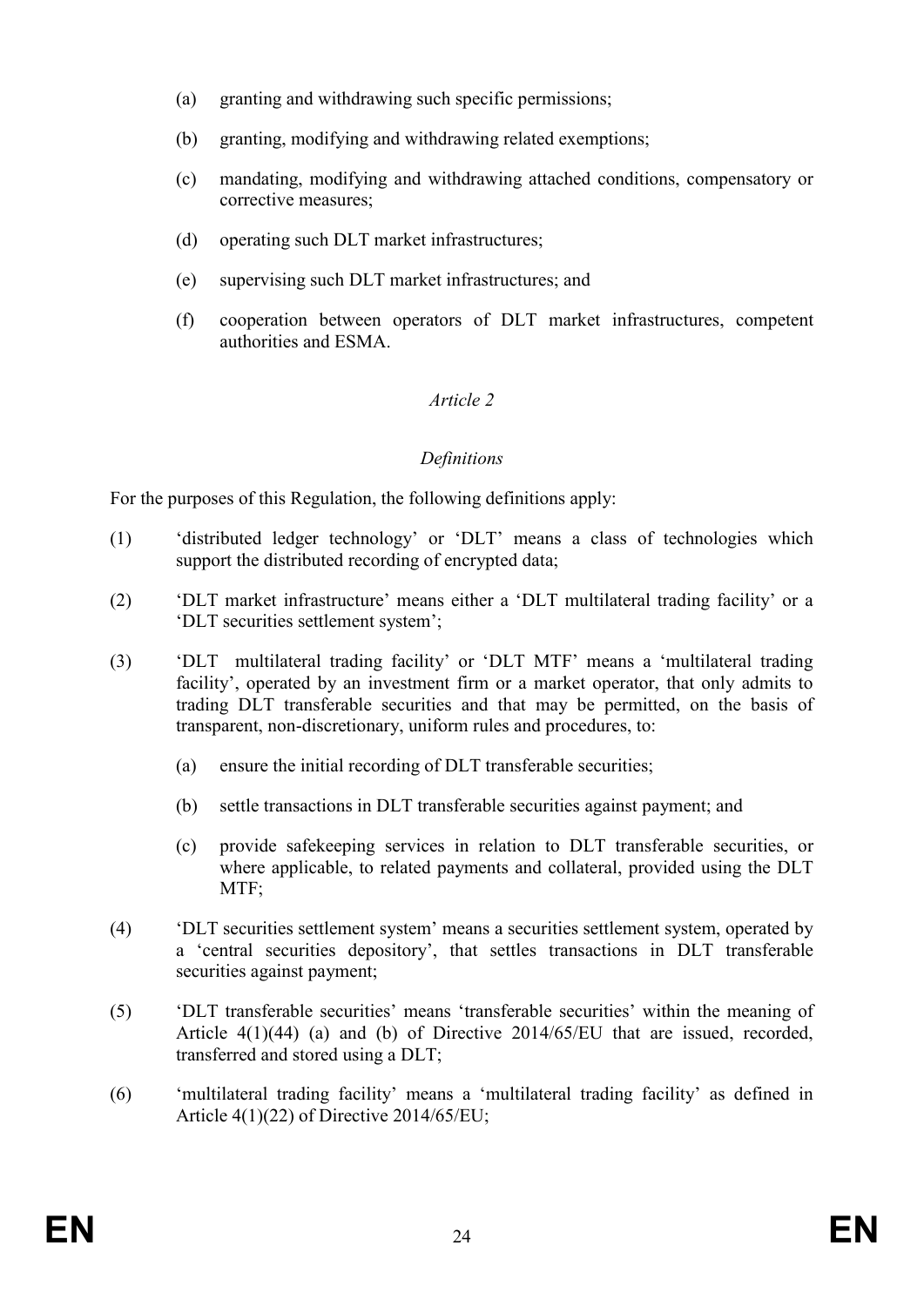(a) granting and withdrawing such specific permissions;

(b) granting, modifying and withdrawing related exemptions;

(c) mandating, modifying and withdrawing attached conditions, compensatory or corrective measures;

(d) operating such DLT market infrastructures;

(e) supervising such DLT market infrastructures; and

(f) cooperation between operators of DLT market infrastructures, competent authorities and ESMA.

*Article 2*

*Definitions*

For the purposes of this Regulation, the following definitions apply:

(1) 'distributed ledger technology' or 'DLT' means a class of technologies which support the distributed recording of encrypted data;

(2) 'DLT market infrastructure' means either a 'DLT multilateral trading facility' or a 'DLT securities settlement system';

(3) 'DLT multilateral trading facility' or 'DLT MTF' means a 'multilateral trading facility', operated by an investment firm or a market operator, that only admits to trading DLT transferable securities and that may be permitted, on the basis of transparent, non-discretionary, uniform rules and procedures, to:

   (a) ensure the initial recording of DLT transferable securities;

   (b) settle transactions in DLT transferable securities against payment; and

   (c) provide safekeeping services in relation to DLT transferable securities, or where applicable, to related payments and collateral, provided using the DLT MTF;

(4) 'DLT securities settlement system' means a securities settlement system, operated by a 'central securities depository', that settles transactions in DLT transferable securities against payment;

(5) 'DLT transferable securities' means 'transferable securities' within the meaning of Article 4(1)(44) (a) and (b) of Directive 2014/65/EU that are issued, recorded, transferred and stored using a DLT;

(6) 'multilateral trading facility' means a 'multilateral trading facility' as defined in Article 4(1)(22) of Directive 2014/65/EU;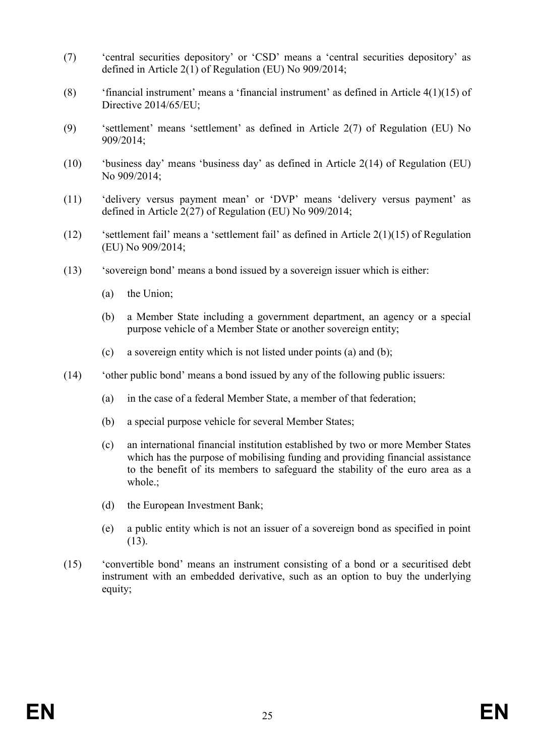(7) 'central securities depository' or 'CSD' means a 'central securities depository' as defined in Article 2(1) of Regulation (EU) No 909/2014;

(8) 'financial instrument' means a 'financial instrument' as defined in Article 4(1)(15) of Directive 2014/65/EU;

(9) 'settlement' means 'settlement' as defined in Article 2(7) of Regulation (EU) No 909/2014;

(10) 'business day' means 'business day' as defined in Article 2(14) of Regulation (EU) No 909/2014;

(11) 'delivery versus payment mean' or 'DVP' means 'delivery versus payment' as defined in Article 2(27) of Regulation (EU) No 909/2014;

(12) 'settlement fail' means a 'settlement fail' as defined in Article 2(1)(15) of Regulation (EU) No 909/2014;

(13) 'sovereign bond' means a bond issued by a sovereign issuer which is either:

   (a) the Union;

   (b) a Member State including a government department, an agency or a special purpose vehicle of a Member State or another sovereign entity;

   (c) a sovereign entity which is not listed under points (a) and (b);

(14) 'other public bond' means a bond issued by any of the following public issuers:

   (a) in the case of a federal Member State, a member of that federation;

   (b) a special purpose vehicle for several Member States;

   (c) an international financial institution established by two or more Member States which has the purpose of mobilising funding and providing financial assistance to the benefit of its members to safeguard the stability of the euro area as a whole.;

   (d) the European Investment Bank;

   (e) a public entity which is not an issuer of a sovereign bond as specified in point (13).

(15) 'convertible bond' means an instrument consisting of a bond or a securitised debt instrument with an embedded derivative, such as an option to buy the underlying equity;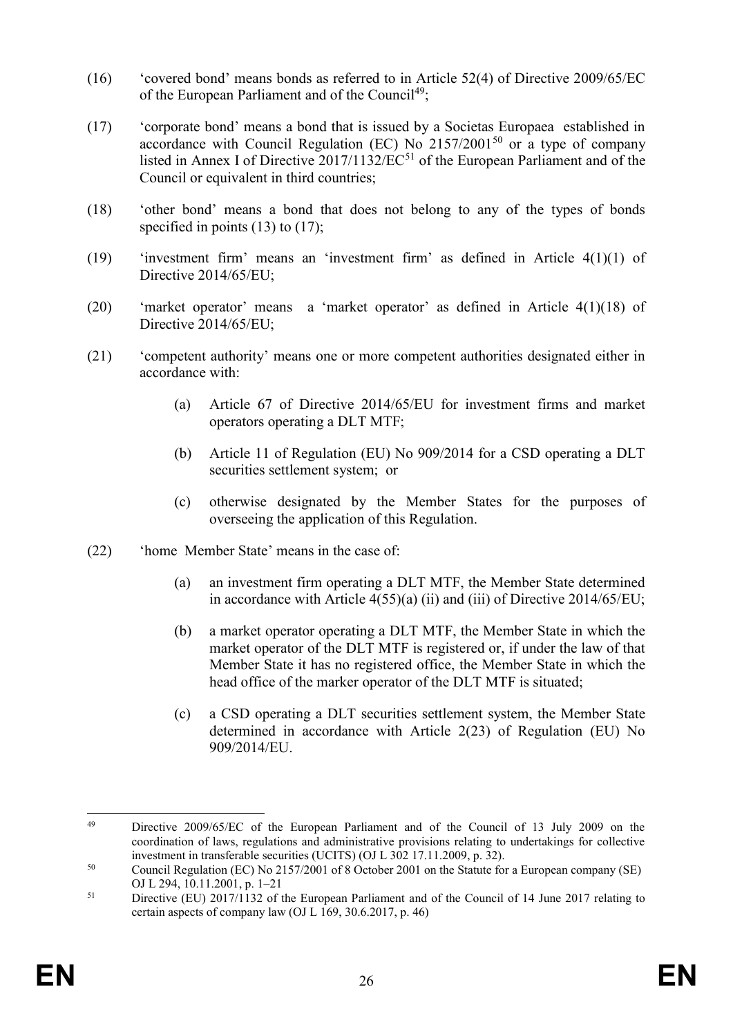(16) 'covered bond' means bonds as referred to in Article 52(4) of Directive 2009/65/EC of the European Parliament and of the Council[49];

(17) 'corporate bond' means a bond that is issued by a Societas Europaea established in accordance with Council Regulation (EC) No 2157/2001[50] or a type of company listed in Annex I of Directive 2017/1132/EC[51] of the European Parliament and of the Council or equivalent in third countries;

(18) 'other bond' means a bond that does not belong to any of the types of bonds specified in points (13) to (17);

(19) 'investment firm' means an 'investment firm' as defined in Article 4(1)(1) of Directive 2014/65/EU;

(20) 'market operator' means a 'market operator' as defined in Article 4(1)(18) of Directive 2014/65/EU;

(21) 'competent authority' means one or more competent authorities designated either in accordance with:

(a) Article 67 of Directive 2014/65/EU for investment firms and market operators operating a DLT MTF;

(b) Article 11 of Regulation (EU) No 909/2014 for a CSD operating a DLT securities settlement system; or

(c) otherwise designated by the Member States for the purposes of overseeing the application of this Regulation.

(22) 'home Member State' means in the case of:

(a) an investment firm operating a DLT MTF, the Member State determined in accordance with Article 4(55)(a) (ii) and (iii) of Directive 2014/65/EU;

(b) a market operator operating a DLT MTF, the Member State in which the market operator of the DLT MTF is registered or, if under the law of that Member State it has no registered office, the Member State in which the head office of the marker operator of the DLT MTF is situated;

(c) a CSD operating a DLT securities settlement system, the Member State determined in accordance with Article 2(23) of Regulation (EU) No 909/2014/EU.

---

[49] Directive 2009/65/EC of the European Parliament and of the Council of 13 July 2009 on the coordination of laws, regulations and administrative provisions relating to undertakings for collective investment in transferable securities (UCITS) (OJ L 302 17.11.2009, p. 32).

[50] Council Regulation (EC) No 2157/2001 of 8 October 2001 on the Statute for a European company (SE) OJ L 294, 10.11.2001, p. 1–21

[51] Directive (EU) 2017/1132 of the European Parliament and of the Council of 14 June 2017 relating to certain aspects of company law (OJ L 169, 30.6.2017, p. 46)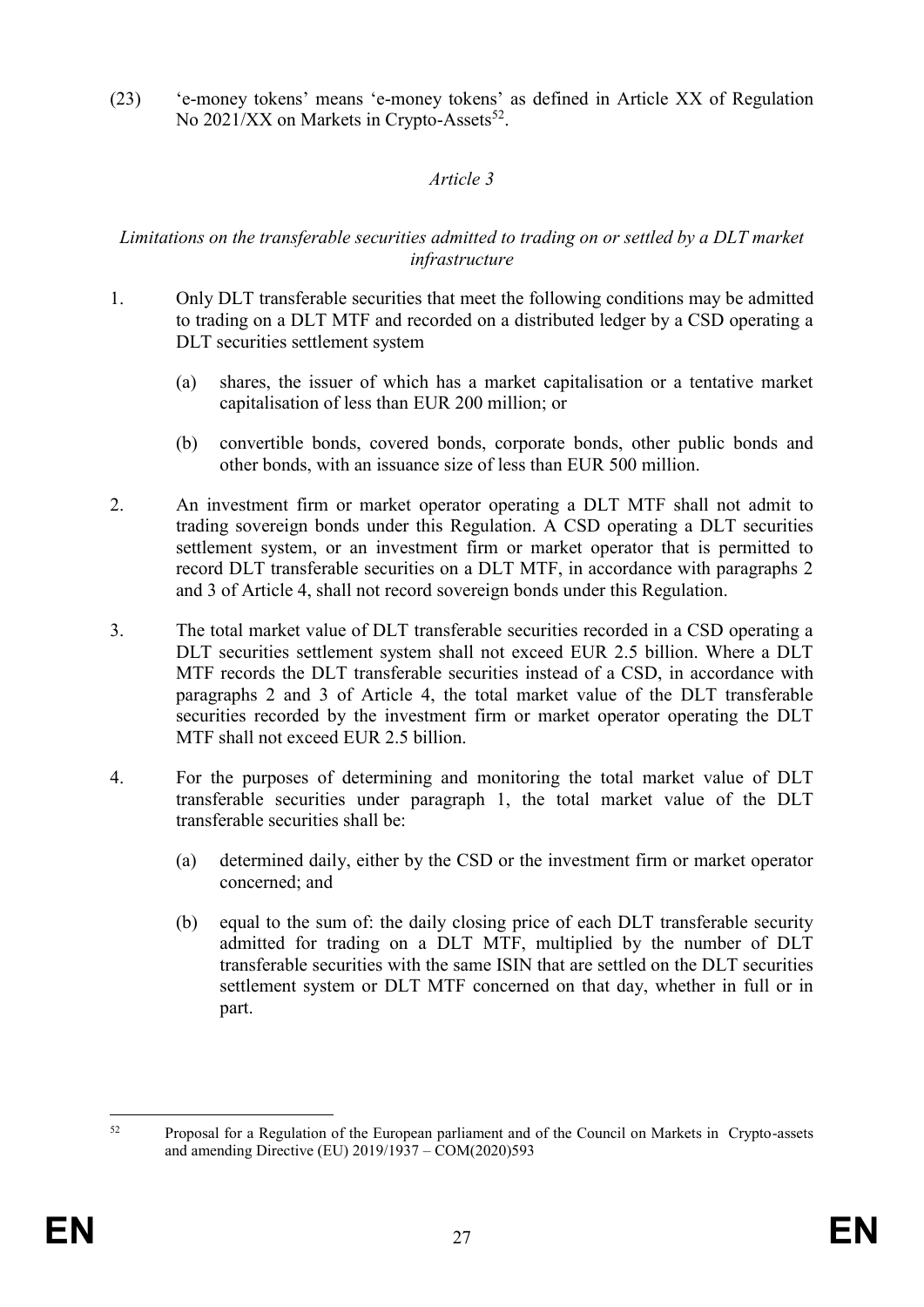(23) 'e-money tokens' means 'e-money tokens' as defined in Article XX of Regulation No 2021/XX on Markets in Crypto-Assets[52].

*Article 3*

*Limitations on the transferable securities admitted to trading on or settled by a DLT market infrastructure*

1. Only DLT transferable securities that meet the following conditions may be admitted to trading on a DLT MTF and recorded on a distributed ledger by a CSD operating a DLT securities settlement system

   (a) shares, the issuer of which has a market capitalisation or a tentative market capitalisation of less than EUR 200 million; or

   (b) convertible bonds, covered bonds, corporate bonds, other public bonds and other bonds, with an issuance size of less than EUR 500 million.

2. An investment firm or market operator operating a DLT MTF shall not admit to trading sovereign bonds under this Regulation. A CSD operating a DLT securities settlement system, or an investment firm or market operator that is permitted to record DLT transferable securities on a DLT MTF, in accordance with paragraphs 2 and 3 of Article 4, shall not record sovereign bonds under this Regulation.

3. The total market value of DLT transferable securities recorded in a CSD operating a DLT securities settlement system shall not exceed EUR 2.5 billion. Where a DLT MTF records the DLT transferable securities instead of a CSD, in accordance with paragraphs 2 and 3 of Article 4, the total market value of the DLT transferable securities recorded by the investment firm or market operator operating the DLT MTF shall not exceed EUR 2.5 billion.

4. For the purposes of determining and monitoring the total market value of DLT transferable securities under paragraph 1, the total market value of the DLT transferable securities shall be:

   (a) determined daily, either by the CSD or the investment firm or market operator concerned; and

   (b) equal to the sum of: the daily closing price of each DLT transferable security admitted for trading on a DLT MTF, multiplied by the number of DLT transferable securities with the same ISIN that are settled on the DLT securities settlement system or DLT MTF concerned on that day, whether in full or in part.

---

[52] Proposal for a Regulation of the European parliament and of the Council on Markets in Crypto-assets and amending Directive (EU) 2019/1937 – COM(2020)593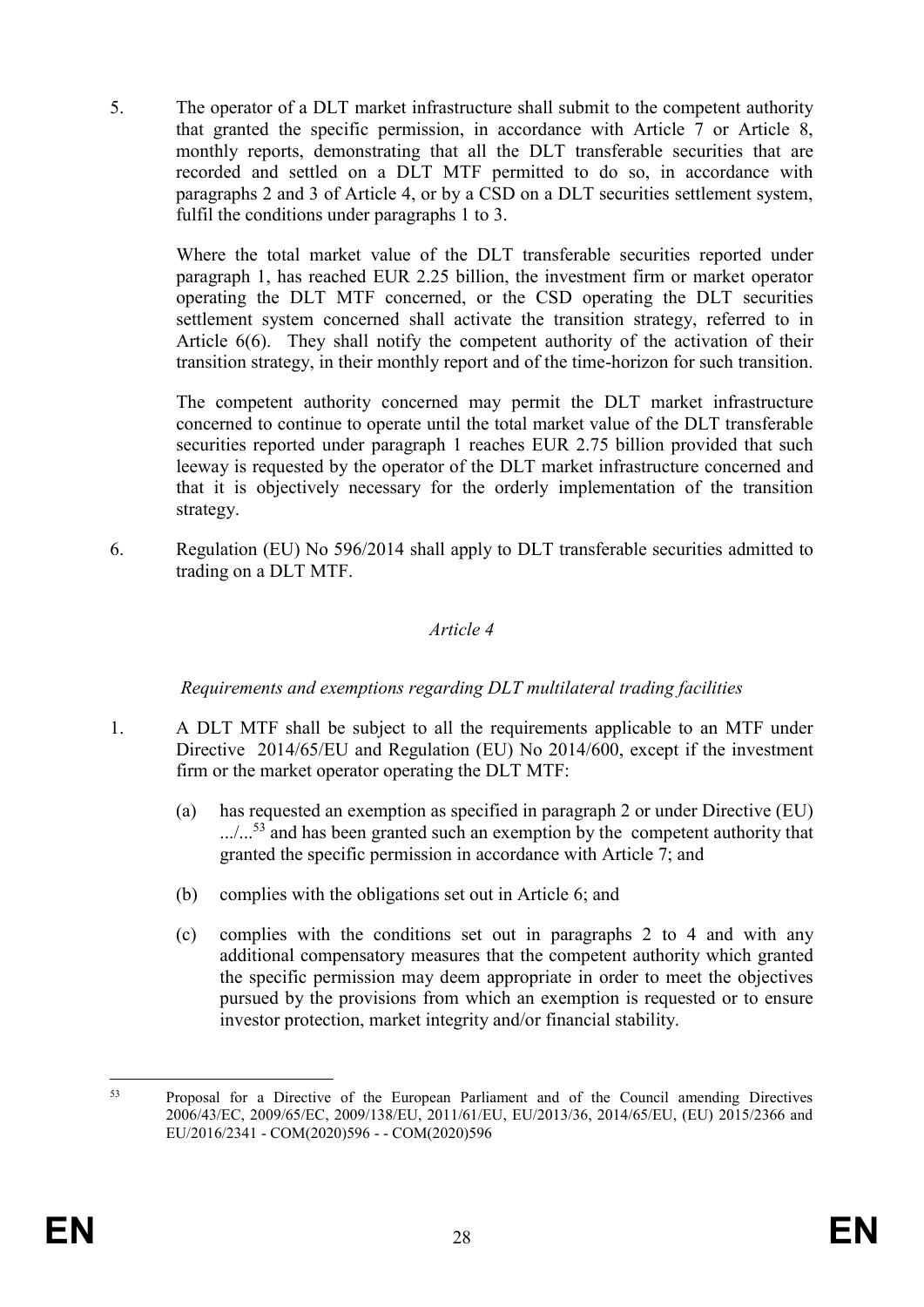5. The operator of a DLT market infrastructure shall submit to the competent authority that granted the specific permission, in accordance with Article 7 or Article 8, monthly reports, demonstrating that all the DLT transferable securities that are recorded and settled on a DLT MTF permitted to do so, in accordance with paragraphs 2 and 3 of Article 4, or by a CSD on a DLT securities settlement system, fulfil the conditions under paragraphs 1 to 3.

   Where the total market value of the DLT transferable securities reported under paragraph 1, has reached EUR 2.25 billion, the investment firm or market operator operating the DLT MTF concerned, or the CSD operating the DLT securities settlement system concerned shall activate the transition strategy, referred to in Article 6(6). They shall notify the competent authority of the activation of their transition strategy, in their monthly report and of the time-horizon for such transition.

   The competent authority concerned may permit the DLT market infrastructure concerned to continue to operate until the total market value of the DLT transferable securities reported under paragraph 1 reaches EUR 2.75 billion provided that such leeway is requested by the operator of the DLT market infrastructure concerned and that it is objectively necessary for the orderly implementation of the transition strategy.

6. Regulation (EU) No 596/2014 shall apply to DLT transferable securities admitted to trading on a DLT MTF.

*Article 4*

*Requirements and exemptions regarding DLT multilateral trading facilities*

1. A DLT MTF shall be subject to all the requirements applicable to an MTF under Directive 2014/65/EU and Regulation (EU) No 2014/600, except if the investment firm or the market operator operating the DLT MTF:

   (a) has requested an exemption as specified in paragraph 2 or under Directive (EU) .../...[53] and has been granted such an exemption by the competent authority that granted the specific permission in accordance with Article 7; and

   (b) complies with the obligations set out in Article 6; and

   (c) complies with the conditions set out in paragraphs 2 to 4 and with any additional compensatory measures that the competent authority which granted the specific permission may deem appropriate in order to meet the objectives pursued by the provisions from which an exemption is requested or to ensure investor protection, market integrity and/or financial stability.

---

[53] Proposal for a Directive of the European Parliament and of the Council amending Directives 2006/43/EC, 2009/65/EC, 2009/138/EU, 2011/61/EU, EU/2013/36, 2014/65/EU, (EU) 2015/2366 and EU/2016/2341 - COM(2020)596 - - COM(2020)596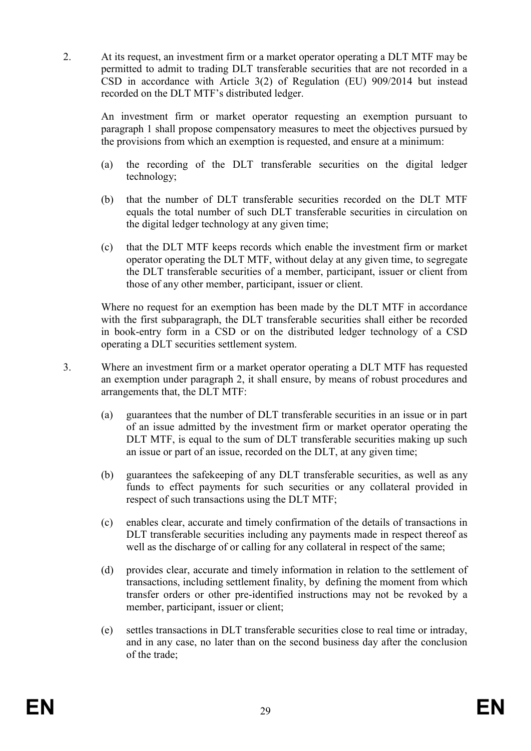2. At its request, an investment firm or a market operator operating a DLT MTF may be permitted to admit to trading DLT transferable securities that are not recorded in a CSD in accordance with Article 3(2) of Regulation (EU) 909/2014 but instead recorded on the DLT MTF's distributed ledger.

   An investment firm or market operator requesting an exemption pursuant to paragraph 1 shall propose compensatory measures to meet the objectives pursued by the provisions from which an exemption is requested, and ensure at a minimum:

   (a) the recording of the DLT transferable securities on the digital ledger technology;

   (b) that the number of DLT transferable securities recorded on the DLT MTF equals the total number of such DLT transferable securities in circulation on the digital ledger technology at any given time;

   (c) that the DLT MTF keeps records which enable the investment firm or market operator operating the DLT MTF, without delay at any given time, to segregate the DLT transferable securities of a member, participant, issuer or client from those of any other member, participant, issuer or client.

   Where no request for an exemption has been made by the DLT MTF in accordance with the first subparagraph, the DLT transferable securities shall either be recorded in book-entry form in a CSD or on the distributed ledger technology of a CSD operating a DLT securities settlement system.

3. Where an investment firm or a market operator operating a DLT MTF has requested an exemption under paragraph 2, it shall ensure, by means of robust procedures and arrangements that, the DLT MTF:

   (a) guarantees that the number of DLT transferable securities in an issue or in part of an issue admitted by the investment firm or market operator operating the DLT MTF, is equal to the sum of DLT transferable securities making up such an issue or part of an issue, recorded on the DLT, at any given time;

   (b) guarantees the safekeeping of any DLT transferable securities, as well as any funds to effect payments for such securities or any collateral provided in respect of such transactions using the DLT MTF;

   (c) enables clear, accurate and timely confirmation of the details of transactions in DLT transferable securities including any payments made in respect thereof as well as the discharge of or calling for any collateral in respect of the same;

   (d) provides clear, accurate and timely information in relation to the settlement of transactions, including settlement finality, by defining the moment from which transfer orders or other pre-identified instructions may not be revoked by a member, participant, issuer or client;

   (e) settles transactions in DLT transferable securities close to real time or intraday, and in any case, no later than on the second business day after the conclusion of the trade;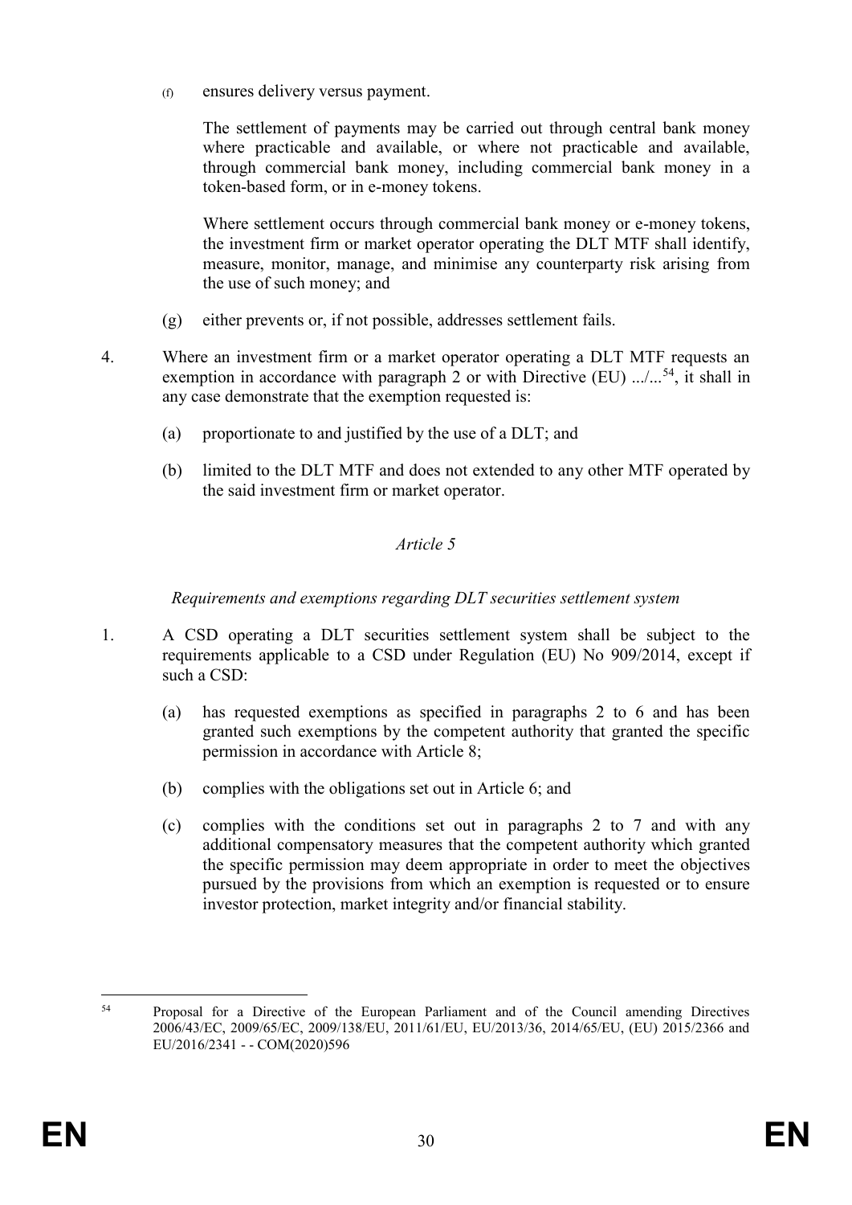(f) ensures delivery versus payment.

The settlement of payments may be carried out through central bank money where practicable and available, or where not practicable and available, through commercial bank money, including commercial bank money in a token-based form, or in e-money tokens.

Where settlement occurs through commercial bank money or e-money tokens, the investment firm or market operator operating the DLT MTF shall identify, measure, monitor, manage, and minimise any counterparty risk arising from the use of such money; and

(g) either prevents or, if not possible, addresses settlement fails.

4. Where an investment firm or a market operator operating a DLT MTF requests an exemption in accordance with paragraph 2 or with Directive (EU) .../...[54], it shall in any case demonstrate that the exemption requested is:

(a) proportionate to and justified by the use of a DLT; and

(b) limited to the DLT MTF and does not extended to any other MTF operated by the said investment firm or market operator.

*Article 5*

*Requirements and exemptions regarding DLT securities settlement system*

1. A CSD operating a DLT securities settlement system shall be subject to the requirements applicable to a CSD under Regulation (EU) No 909/2014, except if such a CSD:

(a) has requested exemptions as specified in paragraphs 2 to 6 and has been granted such exemptions by the competent authority that granted the specific permission in accordance with Article 8;

(b) complies with the obligations set out in Article 6; and

(c) complies with the conditions set out in paragraphs 2 to 7 and with any additional compensatory measures that the competent authority which granted the specific permission may deem appropriate in order to meet the objectives pursued by the provisions from which an exemption is requested or to ensure investor protection, market integrity and/or financial stability.

---

[54] Proposal for a Directive of the European Parliament and of the Council amending Directives 2006/43/EC, 2009/65/EC, 2009/138/EU, 2011/61/EU, EU/2013/36, 2014/65/EU, (EU) 2015/2366 and EU/2016/2341 - - COM(2020)596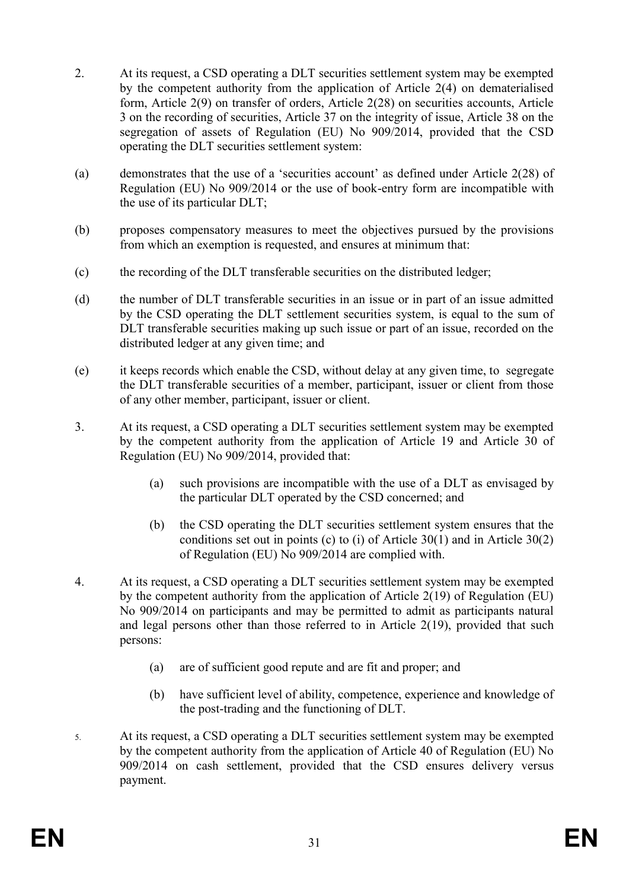2. At its request, a CSD operating a DLT securities settlement system may be exempted by the competent authority from the application of Article 2(4) on dematerialised form, Article 2(9) on transfer of orders, Article 2(28) on securities accounts, Article 3 on the recording of securities, Article 37 on the integrity of issue, Article 38 on the segregation of assets of Regulation (EU) No 909/2014, provided that the CSD operating the DLT securities settlement system:

(a) demonstrates that the use of a 'securities account' as defined under Article 2(28) of Regulation (EU) No 909/2014 or the use of book-entry form are incompatible with the use of its particular DLT;

(b) proposes compensatory measures to meet the objectives pursued by the provisions from which an exemption is requested, and ensures at minimum that:

(c) the recording of the DLT transferable securities on the distributed ledger;

(d) the number of DLT transferable securities in an issue or in part of an issue admitted by the CSD operating the DLT settlement securities system, is equal to the sum of DLT transferable securities making up such issue or part of an issue, recorded on the distributed ledger at any given time; and

(e) it keeps records which enable the CSD, without delay at any given time, to segregate the DLT transferable securities of a member, participant, issuer or client from those of any other member, participant, issuer or client.

3. At its request, a CSD operating a DLT securities settlement system may be exempted by the competent authority from the application of Article 19 and Article 30 of Regulation (EU) No 909/2014, provided that:

   (a) such provisions are incompatible with the use of a DLT as envisaged by the particular DLT operated by the CSD concerned; and

   (b) the CSD operating the DLT securities settlement system ensures that the conditions set out in points (c) to (i) of Article 30(1) and in Article 30(2) of Regulation (EU) No 909/2014 are complied with.

4. At its request, a CSD operating a DLT securities settlement system may be exempted by the competent authority from the application of Article 2(19) of Regulation (EU) No 909/2014 on participants and may be permitted to admit as participants natural and legal persons other than those referred to in Article 2(19), provided that such persons:

   (a) are of sufficient good repute and are fit and proper; and

   (b) have sufficient level of ability, competence, experience and knowledge of the post-trading and the functioning of DLT.

5. At its request, a CSD operating a DLT securities settlement system may be exempted by the competent authority from the application of Article 40 of Regulation (EU) No 909/2014 on cash settlement, provided that the CSD ensures delivery versus payment.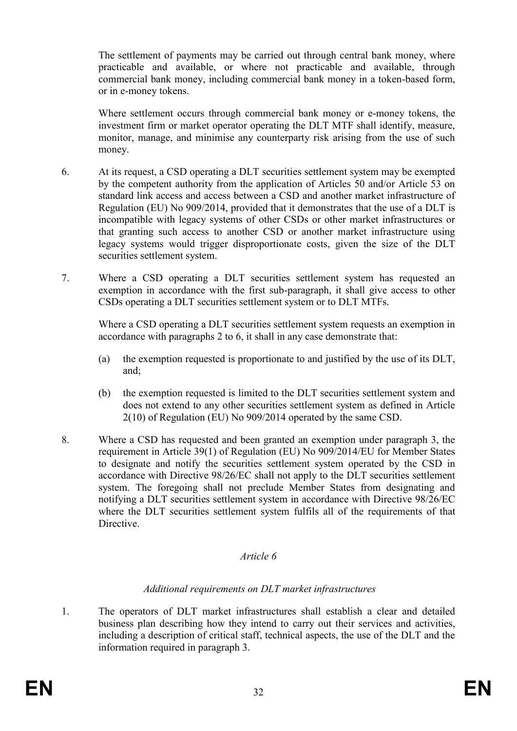The settlement of payments may be carried out through central bank money, where practicable and available, or where not practicable and available, through commercial bank money, including commercial bank money in a token-based form, or in e-money tokens.

Where settlement occurs through commercial bank money or e-money tokens, the investment firm or market operator operating the DLT MTF shall identify, measure, monitor, manage, and minimise any counterparty risk arising from the use of such money.

6. At its request, a CSD operating a DLT securities settlement system may be exempted by the competent authority from the application of Articles 50 and/or Article 53 on standard link access and access between a CSD and another market infrastructure of Regulation (EU) No 909/2014, provided that it demonstrates that the use of a DLT is incompatible with legacy systems of other CSDs or other market infrastructures or that granting such access to another CSD or another market infrastructure using legacy systems would trigger disproportionate costs, given the size of the DLT securities settlement system.

7. Where a CSD operating a DLT securities settlement system has requested an exemption in accordance with the first sub-paragraph, it shall give access to other CSDs operating a DLT securities settlement system or to DLT MTFs.

   Where a CSD operating a DLT securities settlement system requests an exemption in accordance with paragraphs 2 to 6, it shall in any case demonstrate that:

   (a) the exemption requested is proportionate to and justified by the use of its DLT, and;

   (b) the exemption requested is limited to the DLT securities settlement system and does not extend to any other securities settlement system as defined in Article 2(10) of Regulation (EU) No 909/2014 operated by the same CSD.

8. Where a CSD has requested and been granted an exemption under paragraph 3, the requirement in Article 39(1) of Regulation (EU) No 909/2014/EU for Member States to designate and notify the securities settlement system operated by the CSD in accordance with Directive 98/26/EC shall not apply to the DLT securities settlement system. The foregoing shall not preclude Member States from designating and notifying a DLT securities settlement system in accordance with Directive 98/26/EC where the DLT securities settlement system fulfils all of the requirements of that Directive.

*Article 6*

*Additional requirements on DLT market infrastructures*

1. The operators of DLT market infrastructures shall establish a clear and detailed business plan describing how they intend to carry out their services and activities, including a description of critical staff, technical aspects, the use of the DLT and the information required in paragraph 3.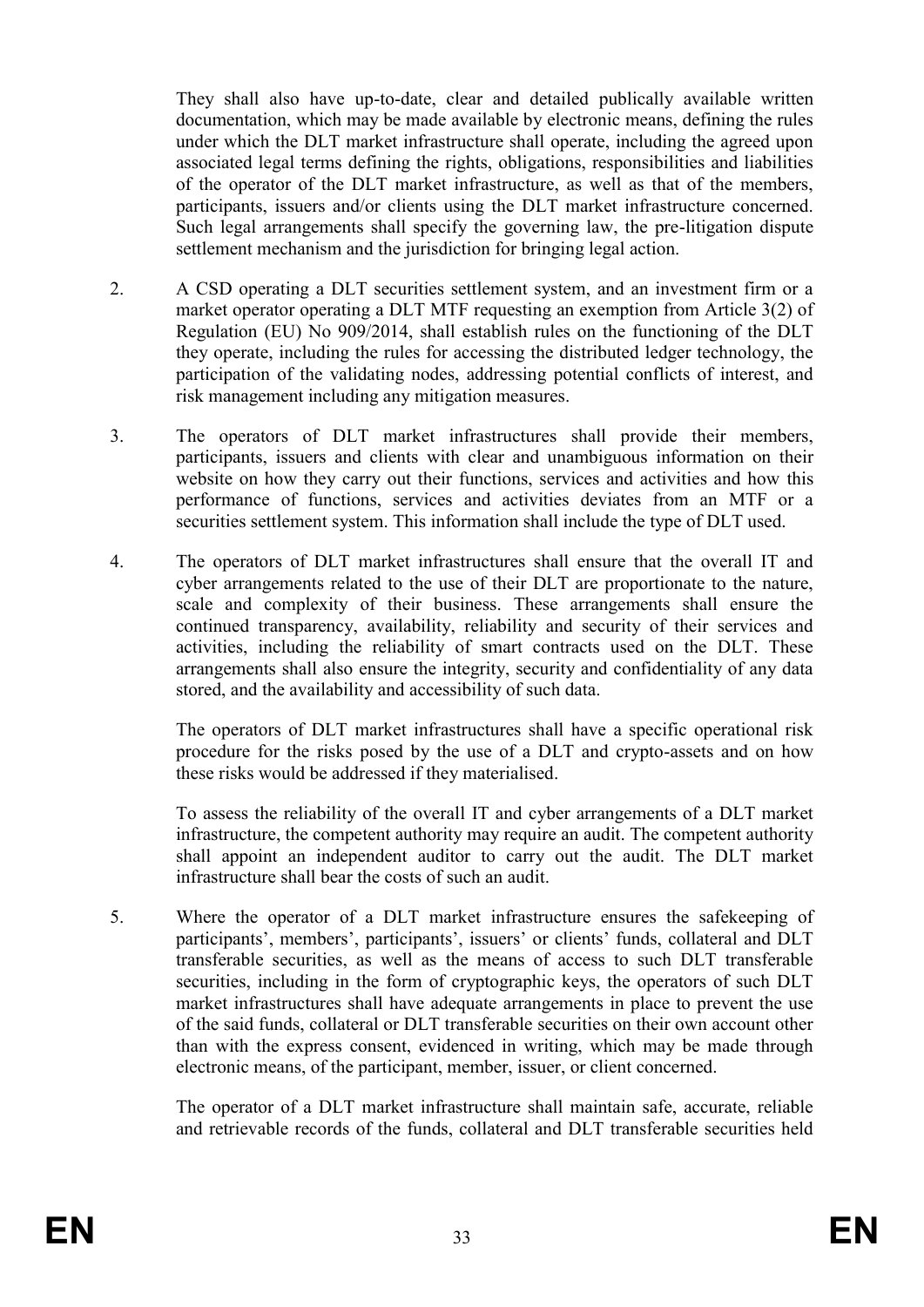They shall also have up-to-date, clear and detailed publically available written documentation, which may be made available by electronic means, defining the rules under which the DLT market infrastructure shall operate, including the agreed upon associated legal terms defining the rights, obligations, responsibilities and liabilities of the operator of the DLT market infrastructure, as well as that of the members, participants, issuers and/or clients using the DLT market infrastructure concerned. Such legal arrangements shall specify the governing law, the pre-litigation dispute settlement mechanism and the jurisdiction for bringing legal action.

2. A CSD operating a DLT securities settlement system, and an investment firm or a market operator operating a DLT MTF requesting an exemption from Article 3(2) of Regulation (EU) No 909/2014, shall establish rules on the functioning of the DLT they operate, including the rules for accessing the distributed ledger technology, the participation of the validating nodes, addressing potential conflicts of interest, and risk management including any mitigation measures.

3. The operators of DLT market infrastructures shall provide their members, participants, issuers and clients with clear and unambiguous information on their website on how they carry out their functions, services and activities and how this performance of functions, services and activities deviates from an MTF or a securities settlement system. This information shall include the type of DLT used.

4. The operators of DLT market infrastructures shall ensure that the overall IT and cyber arrangements related to the use of their DLT are proportionate to the nature, scale and complexity of their business. These arrangements shall ensure the continued transparency, availability, reliability and security of their services and activities, including the reliability of smart contracts used on the DLT. These arrangements shall also ensure the integrity, security and confidentiality of any data stored, and the availability and accessibility of such data.

   The operators of DLT market infrastructures shall have a specific operational risk procedure for the risks posed by the use of a DLT and crypto-assets and on how these risks would be addressed if they materialised.

   To assess the reliability of the overall IT and cyber arrangements of a DLT market infrastructure, the competent authority may require an audit. The competent authority shall appoint an independent auditor to carry out the audit. The DLT market infrastructure shall bear the costs of such an audit.

5. Where the operator of a DLT market infrastructure ensures the safekeeping of participants', members', participants', issuers' or clients' funds, collateral and DLT transferable securities, as well as the means of access to such DLT transferable securities, including in the form of cryptographic keys, the operators of such DLT market infrastructures shall have adequate arrangements in place to prevent the use of the said funds, collateral or DLT transferable securities on their own account other than with the express consent, evidenced in writing, which may be made through electronic means, of the participant, member, issuer, or client concerned.

   The operator of a DLT market infrastructure shall maintain safe, accurate, reliable and retrievable records of the funds, collateral and DLT transferable securities held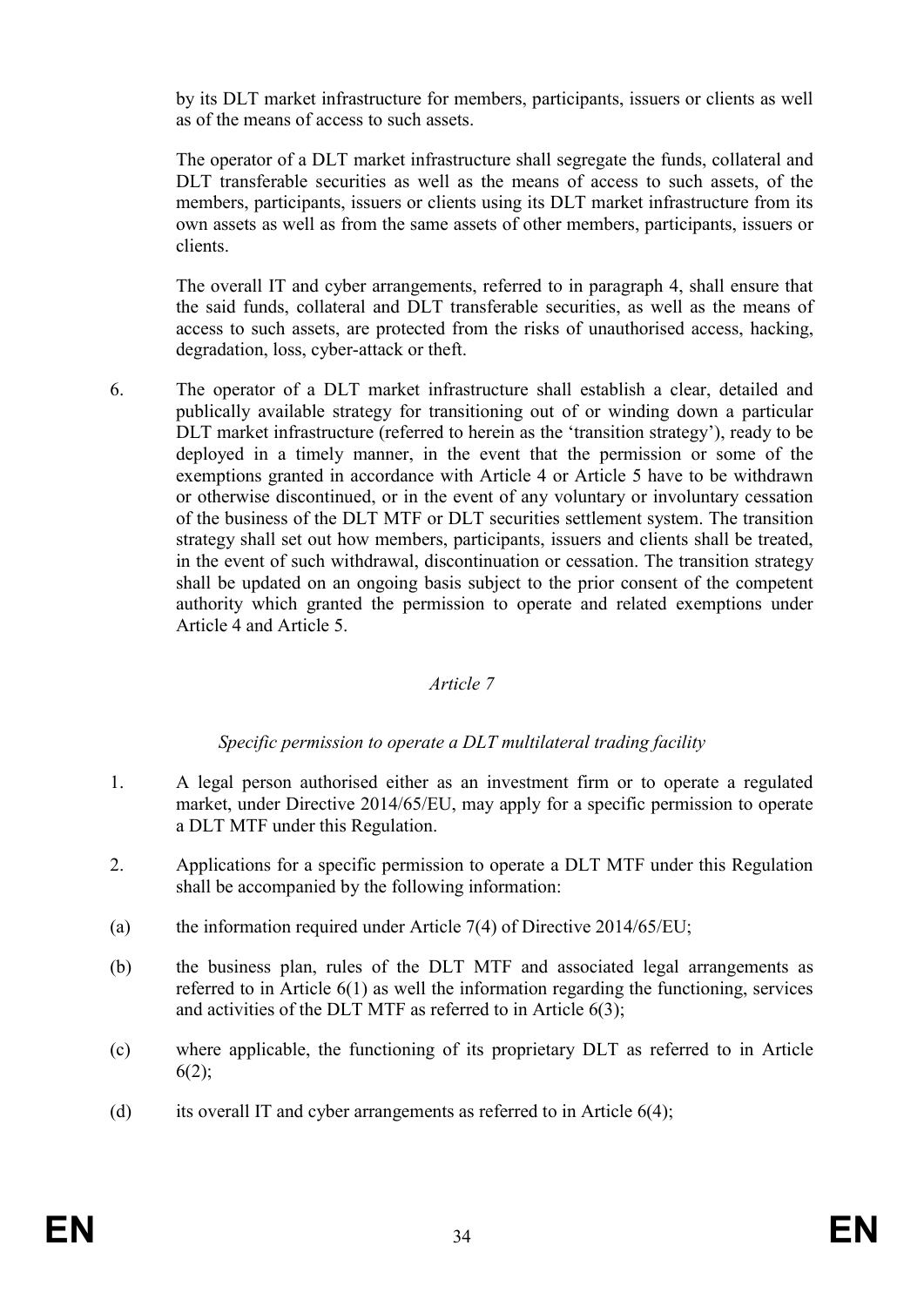by its DLT market infrastructure for members, participants, issuers or clients as well as of the means of access to such assets.

The operator of a DLT market infrastructure shall segregate the funds, collateral and DLT transferable securities as well as the means of access to such assets, of the members, participants, issuers or clients using its DLT market infrastructure from its own assets as well as from the same assets of other members, participants, issuers or clients.

The overall IT and cyber arrangements, referred to in paragraph 4, shall ensure that the said funds, collateral and DLT transferable securities, as well as the means of access to such assets, are protected from the risks of unauthorised access, hacking, degradation, loss, cyber-attack or theft.

6. The operator of a DLT market infrastructure shall establish a clear, detailed and publically available strategy for transitioning out of or winding down a particular DLT market infrastructure (referred to herein as the 'transition strategy'), ready to be deployed in a timely manner, in the event that the permission or some of the exemptions granted in accordance with Article 4 or Article 5 have to be withdrawn or otherwise discontinued, or in the event of any voluntary or involuntary cessation of the business of the DLT MTF or DLT securities settlement system. The transition strategy shall set out how members, participants, issuers and clients shall be treated, in the event of such withdrawal, discontinuation or cessation. The transition strategy shall be updated on an ongoing basis subject to the prior consent of the competent authority which granted the permission to operate and related exemptions under Article 4 and Article 5.

*Article 7*

*Specific permission to operate a DLT multilateral trading facility*

1. A legal person authorised either as an investment firm or to operate a regulated market, under Directive 2014/65/EU, may apply for a specific permission to operate a DLT MTF under this Regulation.

2. Applications for a specific permission to operate a DLT MTF under this Regulation shall be accompanied by the following information:

(a) the information required under Article 7(4) of Directive 2014/65/EU;

(b) the business plan, rules of the DLT MTF and associated legal arrangements as referred to in Article 6(1) as well the information regarding the functioning, services and activities of the DLT MTF as referred to in Article 6(3);

(c) where applicable, the functioning of its proprietary DLT as referred to in Article 6(2);

(d) its overall IT and cyber arrangements as referred to in Article 6(4);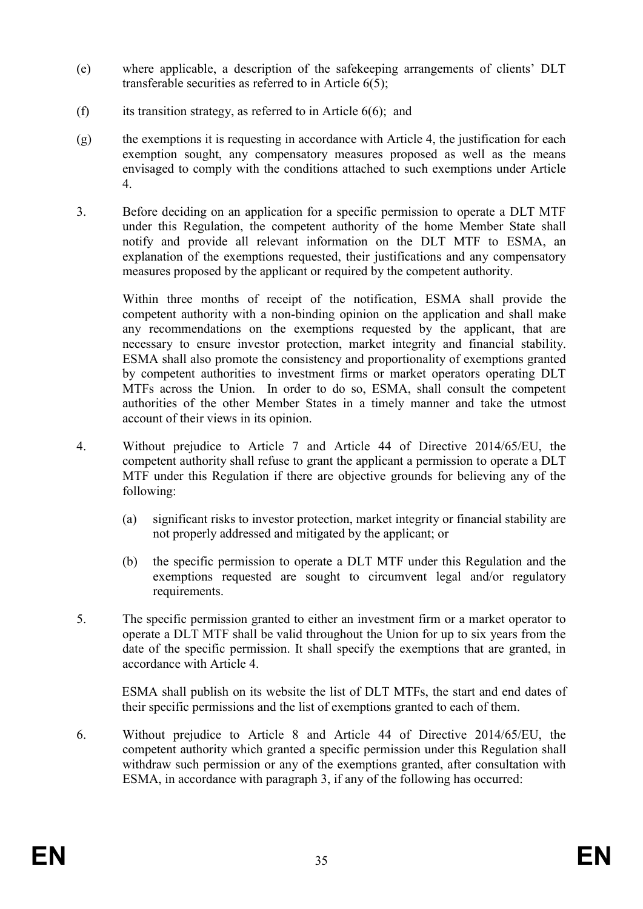(e) where applicable, a description of the safekeeping arrangements of clients' DLT transferable securities as referred to in Article 6(5);

(f) its transition strategy, as referred to in Article 6(6); and

(g) the exemptions it is requesting in accordance with Article 4, the justification for each exemption sought, any compensatory measures proposed as well as the means envisaged to comply with the conditions attached to such exemptions under Article 4.

3. Before deciding on an application for a specific permission to operate a DLT MTF under this Regulation, the competent authority of the home Member State shall notify and provide all relevant information on the DLT MTF to ESMA, an explanation of the exemptions requested, their justifications and any compensatory measures proposed by the applicant or required by the competent authority.

Within three months of receipt of the notification, ESMA shall provide the competent authority with a non-binding opinion on the application and shall make any recommendations on the exemptions requested by the applicant, that are necessary to ensure investor protection, market integrity and financial stability. ESMA shall also promote the consistency and proportionality of exemptions granted by competent authorities to investment firms or market operators operating DLT MTFs across the Union. In order to do so, ESMA, shall consult the competent authorities of the other Member States in a timely manner and take the utmost account of their views in its opinion.

4. Without prejudice to Article 7 and Article 44 of Directive 2014/65/EU, the competent authority shall refuse to grant the applicant a permission to operate a DLT MTF under this Regulation if there are objective grounds for believing any of the following:

   (a) significant risks to investor protection, market integrity or financial stability are not properly addressed and mitigated by the applicant; or

   (b) the specific permission to operate a DLT MTF under this Regulation and the exemptions requested are sought to circumvent legal and/or regulatory requirements.

5. The specific permission granted to either an investment firm or a market operator to operate a DLT MTF shall be valid throughout the Union for up to six years from the date of the specific permission. It shall specify the exemptions that are granted, in accordance with Article 4.

ESMA shall publish on its website the list of DLT MTFs, the start and end dates of their specific permissions and the list of exemptions granted to each of them.

6. Without prejudice to Article 8 and Article 44 of Directive 2014/65/EU, the competent authority which granted a specific permission under this Regulation shall withdraw such permission or any of the exemptions granted, after consultation with ESMA, in accordance with paragraph 3, if any of the following has occurred: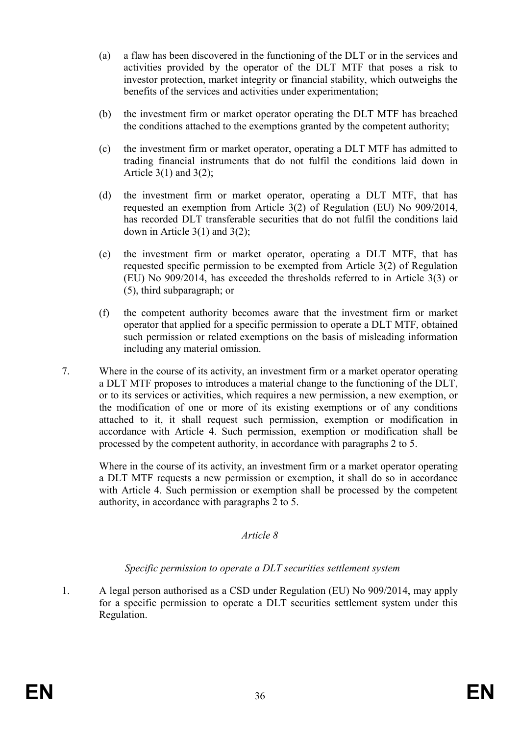(a) a flaw has been discovered in the functioning of the DLT or in the services and activities provided by the operator of the DLT MTF that poses a risk to investor protection, market integrity or financial stability, which outweighs the benefits of the services and activities under experimentation;

(b) the investment firm or market operator operating the DLT MTF has breached the conditions attached to the exemptions granted by the competent authority;

(c) the investment firm or market operator, operating a DLT MTF has admitted to trading financial instruments that do not fulfil the conditions laid down in Article 3(1) and 3(2);

(d) the investment firm or market operator, operating a DLT MTF, that has requested an exemption from Article 3(2) of Regulation (EU) No 909/2014, has recorded DLT transferable securities that do not fulfil the conditions laid down in Article 3(1) and 3(2);

(e) the investment firm or market operator, operating a DLT MTF, that has requested specific permission to be exempted from Article 3(2) of Regulation (EU) No 909/2014, has exceeded the thresholds referred to in Article 3(3) or (5), third subparagraph; or

(f) the competent authority becomes aware that the investment firm or market operator that applied for a specific permission to operate a DLT MTF, obtained such permission or related exemptions on the basis of misleading information including any material omission.

7. Where in the course of its activity, an investment firm or a market operator operating a DLT MTF proposes to introduces a material change to the functioning of the DLT, or to its services or activities, which requires a new permission, a new exemption, or the modification of one or more of its existing exemptions or of any conditions attached to it, it shall request such permission, exemption or modification in accordance with Article 4. Such permission, exemption or modification shall be processed by the competent authority, in accordance with paragraphs 2 to 5.

   Where in the course of its activity, an investment firm or a market operator operating a DLT MTF requests a new permission or exemption, it shall do so in accordance with Article 4. Such permission or exemption shall be processed by the competent authority, in accordance with paragraphs 2 to 5.

*Article 8*

*Specific permission to operate a DLT securities settlement system*

1. A legal person authorised as a CSD under Regulation (EU) No 909/2014, may apply for a specific permission to operate a DLT securities settlement system under this Regulation.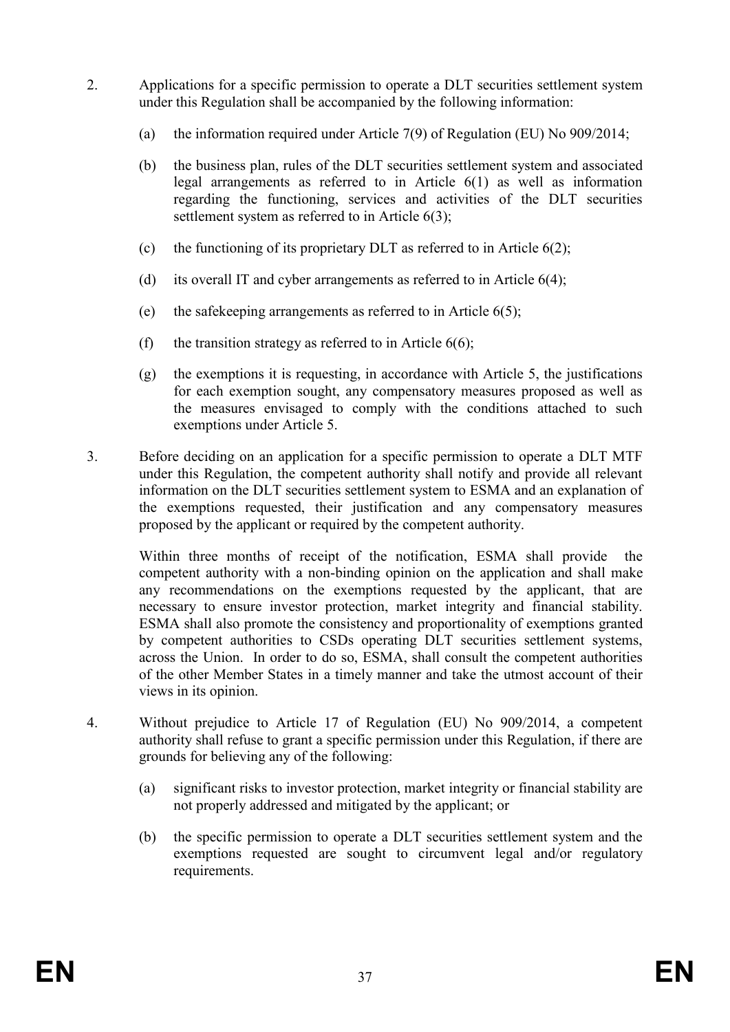2. Applications for a specific permission to operate a DLT securities settlement system under this Regulation shall be accompanied by the following information:

   (a) the information required under Article 7(9) of Regulation (EU) No 909/2014;

   (b) the business plan, rules of the DLT securities settlement system and associated legal arrangements as referred to in Article 6(1) as well as information regarding the functioning, services and activities of the DLT securities settlement system as referred to in Article 6(3);

   (c) the functioning of its proprietary DLT as referred to in Article 6(2);

   (d) its overall IT and cyber arrangements as referred to in Article 6(4);

   (e) the safekeeping arrangements as referred to in Article 6(5);

   (f) the transition strategy as referred to in Article 6(6);

   (g) the exemptions it is requesting, in accordance with Article 5, the justifications for each exemption sought, any compensatory measures proposed as well as the measures envisaged to comply with the conditions attached to such exemptions under Article 5.

3. Before deciding on an application for a specific permission to operate a DLT MTF under this Regulation, the competent authority shall notify and provide all relevant information on the DLT securities settlement system to ESMA and an explanation of the exemptions requested, their justification and any compensatory measures proposed by the applicant or required by the competent authority.

   Within three months of receipt of the notification, ESMA shall provide the competent authority with a non-binding opinion on the application and shall make any recommendations on the exemptions requested by the applicant, that are necessary to ensure investor protection, market integrity and financial stability. ESMA shall also promote the consistency and proportionality of exemptions granted by competent authorities to CSDs operating DLT securities settlement systems, across the Union. In order to do so, ESMA, shall consult the competent authorities of the other Member States in a timely manner and take the utmost account of their views in its opinion.

4. Without prejudice to Article 17 of Regulation (EU) No 909/2014, a competent authority shall refuse to grant a specific permission under this Regulation, if there are grounds for believing any of the following:

   (a) significant risks to investor protection, market integrity or financial stability are not properly addressed and mitigated by the applicant; or

   (b) the specific permission to operate a DLT securities settlement system and the exemptions requested are sought to circumvent legal and/or regulatory requirements.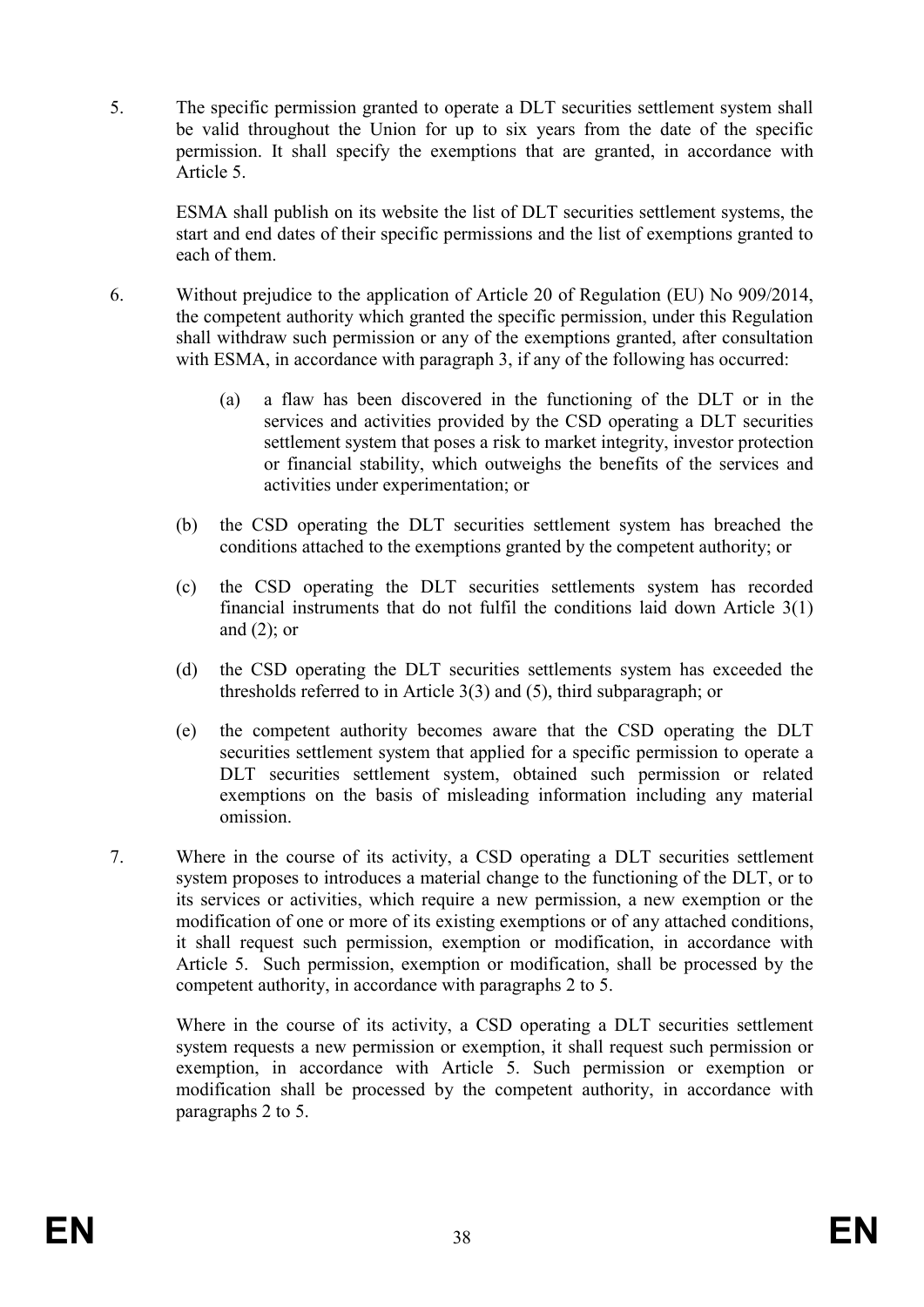5. The specific permission granted to operate a DLT securities settlement system shall be valid throughout the Union for up to six years from the date of the specific permission. It shall specify the exemptions that are granted, in accordance with Article 5.

   ESMA shall publish on its website the list of DLT securities settlement systems, the start and end dates of their specific permissions and the list of exemptions granted to each of them.

6. Without prejudice to the application of Article 20 of Regulation (EU) No 909/2014, the competent authority which granted the specific permission, under this Regulation shall withdraw such permission or any of the exemptions granted, after consultation with ESMA, in accordance with paragraph 3, if any of the following has occurred:

   (a) a flaw has been discovered in the functioning of the DLT or in the services and activities provided by the CSD operating a DLT securities settlement system that poses a risk to market integrity, investor protection or financial stability, which outweighs the benefits of the services and activities under experimentation; or

   (b) the CSD operating the DLT securities settlement system has breached the conditions attached to the exemptions granted by the competent authority; or

   (c) the CSD operating the DLT securities settlements system has recorded financial instruments that do not fulfil the conditions laid down Article 3(1) and (2); or

   (d) the CSD operating the DLT securities settlements system has exceeded the thresholds referred to in Article 3(3) and (5), third subparagraph; or

   (e) the competent authority becomes aware that the CSD operating the DLT securities settlement system that applied for a specific permission to operate a DLT securities settlement system, obtained such permission or related exemptions on the basis of misleading information including any material omission.

7. Where in the course of its activity, a CSD operating a DLT securities settlement system proposes to introduces a material change to the functioning of the DLT, or to its services or activities, which require a new permission, a new exemption or the modification of one or more of its existing exemptions or of any attached conditions, it shall request such permission, exemption or modification, in accordance with Article 5. Such permission, exemption or modification, shall be processed by the competent authority, in accordance with paragraphs 2 to 5.

   Where in the course of its activity, a CSD operating a DLT securities settlement system requests a new permission or exemption, it shall request such permission or exemption, in accordance with Article 5. Such permission or exemption or modification shall be processed by the competent authority, in accordance with paragraphs 2 to 5.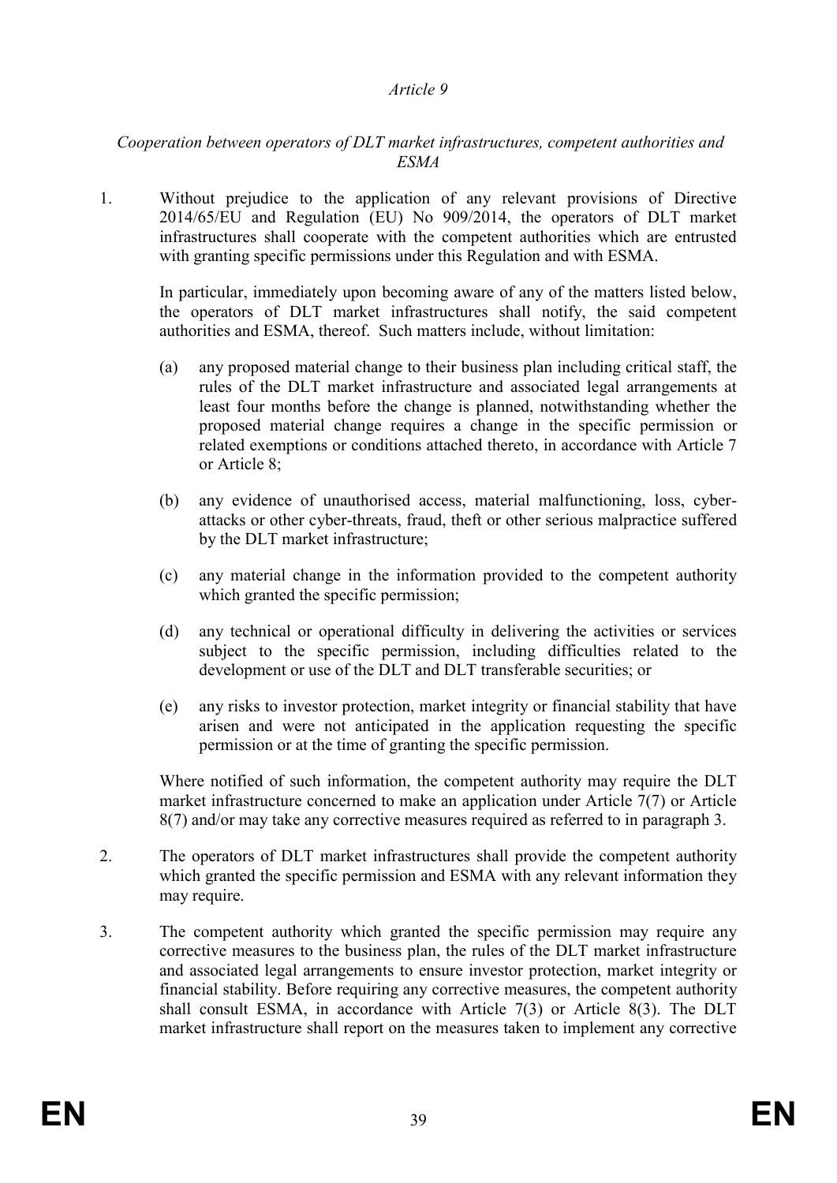*Article 9*

*Cooperation between operators of DLT market infrastructures, competent authorities and ESMA*

1. Without prejudice to the application of any relevant provisions of Directive 2014/65/EU and Regulation (EU) No 909/2014, the operators of DLT market infrastructures shall cooperate with the competent authorities which are entrusted with granting specific permissions under this Regulation and with ESMA.

   In particular, immediately upon becoming aware of any of the matters listed below, the operators of DLT market infrastructures shall notify, the said competent authorities and ESMA, thereof. Such matters include, without limitation:

   (a) any proposed material change to their business plan including critical staff, the rules of the DLT market infrastructure and associated legal arrangements at least four months before the change is planned, notwithstanding whether the proposed material change requires a change in the specific permission or related exemptions or conditions attached thereto, in accordance with Article 7 or Article 8;

   (b) any evidence of unauthorised access, material malfunctioning, loss, cyber-attacks or other cyber-threats, fraud, theft or other serious malpractice suffered by the DLT market infrastructure;

   (c) any material change in the information provided to the competent authority which granted the specific permission;

   (d) any technical or operational difficulty in delivering the activities or services subject to the specific permission, including difficulties related to the development or use of the DLT and DLT transferable securities; or

   (e) any risks to investor protection, market integrity or financial stability that have arisen and were not anticipated in the application requesting the specific permission or at the time of granting the specific permission.

   Where notified of such information, the competent authority may require the DLT market infrastructure concerned to make an application under Article 7(7) or Article 8(7) and/or may take any corrective measures required as referred to in paragraph 3.

2. The operators of DLT market infrastructures shall provide the competent authority which granted the specific permission and ESMA with any relevant information they may require.

3. The competent authority which granted the specific permission may require any corrective measures to the business plan, the rules of the DLT market infrastructure and associated legal arrangements to ensure investor protection, market integrity or financial stability. Before requiring any corrective measures, the competent authority shall consult ESMA, in accordance with Article 7(3) or Article 8(3). The DLT market infrastructure shall report on the measures taken to implement any corrective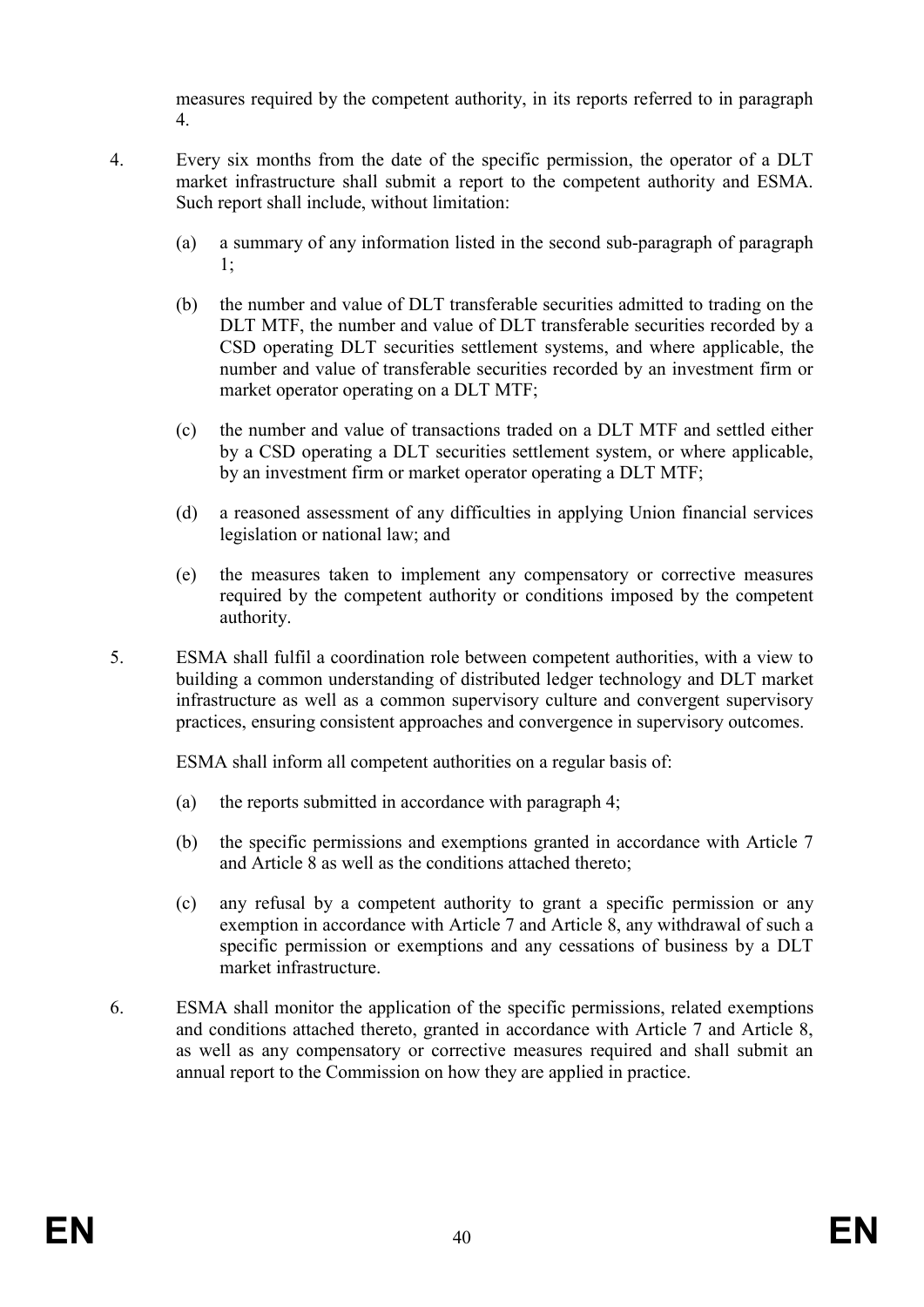measures required by the competent authority, in its reports referred to in paragraph 4.

4. Every six months from the date of the specific permission, the operator of a DLT market infrastructure shall submit a report to the competent authority and ESMA. Such report shall include, without limitation:

   (a) a summary of any information listed in the second sub-paragraph of paragraph 1;

   (b) the number and value of DLT transferable securities admitted to trading on the DLT MTF, the number and value of DLT transferable securities recorded by a CSD operating DLT securities settlement systems, and where applicable, the number and value of transferable securities recorded by an investment firm or market operator operating on a DLT MTF;

   (c) the number and value of transactions traded on a DLT MTF and settled either by a CSD operating a DLT securities settlement system, or where applicable, by an investment firm or market operator operating a DLT MTF;

   (d) a reasoned assessment of any difficulties in applying Union financial services legislation or national law; and

   (e) the measures taken to implement any compensatory or corrective measures required by the competent authority or conditions imposed by the competent authority.

5. ESMA shall fulfil a coordination role between competent authorities, with a view to building a common understanding of distributed ledger technology and DLT market infrastructure as well as a common supervisory culture and convergent supervisory practices, ensuring consistent approaches and convergence in supervisory outcomes.

   ESMA shall inform all competent authorities on a regular basis of:

   (a) the reports submitted in accordance with paragraph 4;

   (b) the specific permissions and exemptions granted in accordance with Article 7 and Article 8 as well as the conditions attached thereto;

   (c) any refusal by a competent authority to grant a specific permission or any exemption in accordance with Article 7 and Article 8, any withdrawal of such a specific permission or exemptions and any cessations of business by a DLT market infrastructure.

6. ESMA shall monitor the application of the specific permissions, related exemptions and conditions attached thereto, granted in accordance with Article 7 and Article 8, as well as any compensatory or corrective measures required and shall submit an annual report to the Commission on how they are applied in practice.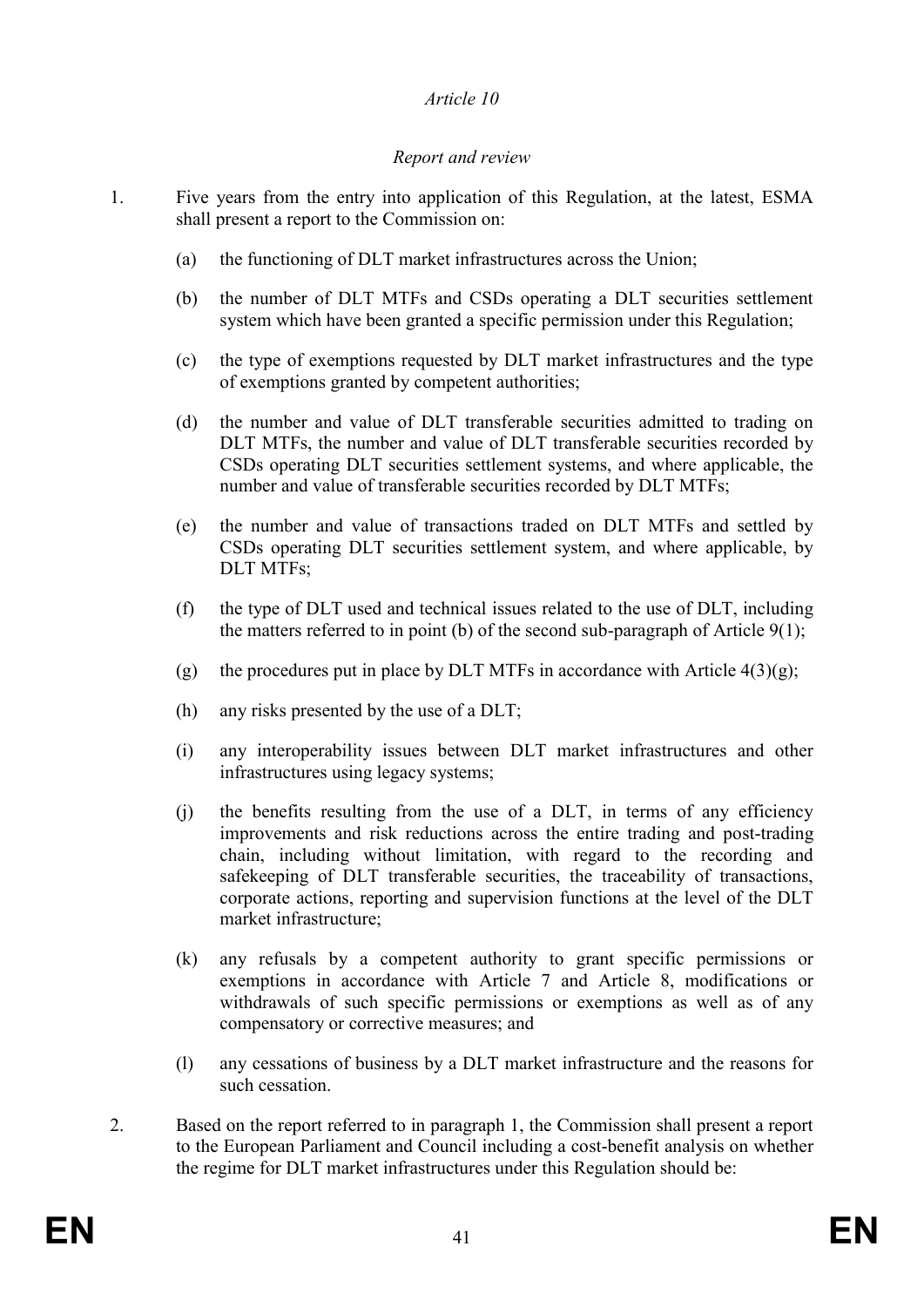*Article 10*

*Report and review*

1. Five years from the entry into application of this Regulation, at the latest, ESMA shall present a report to the Commission on:

   (a) the functioning of DLT market infrastructures across the Union;

   (b) the number of DLT MTFs and CSDs operating a DLT securities settlement system which have been granted a specific permission under this Regulation;

   (c) the type of exemptions requested by DLT market infrastructures and the type of exemptions granted by competent authorities;

   (d) the number and value of DLT transferable securities admitted to trading on DLT MTFs, the number and value of DLT transferable securities recorded by CSDs operating DLT securities settlement systems, and where applicable, the number and value of transferable securities recorded by DLT MTFs;

   (e) the number and value of transactions traded on DLT MTFs and settled by CSDs operating DLT securities settlement system, and where applicable, by DLT MTFs;

   (f) the type of DLT used and technical issues related to the use of DLT, including the matters referred to in point (b) of the second sub-paragraph of Article 9(1);

   (g) the procedures put in place by DLT MTFs in accordance with Article 4(3)(g);

   (h) any risks presented by the use of a DLT;

   (i) any interoperability issues between DLT market infrastructures and other infrastructures using legacy systems;

   (j) the benefits resulting from the use of a DLT, in terms of any efficiency improvements and risk reductions across the entire trading and post-trading chain, including without limitation, with regard to the recording and safekeeping of DLT transferable securities, the traceability of transactions, corporate actions, reporting and supervision functions at the level of the DLT market infrastructure;

   (k) any refusals by a competent authority to grant specific permissions or exemptions in accordance with Article 7 and Article 8, modifications or withdrawals of such specific permissions or exemptions as well as of any compensatory or corrective measures; and

   (l) any cessations of business by a DLT market infrastructure and the reasons for such cessation.

2. Based on the report referred to in paragraph 1, the Commission shall present a report to the European Parliament and Council including a cost-benefit analysis on whether the regime for DLT market infrastructures under this Regulation should be: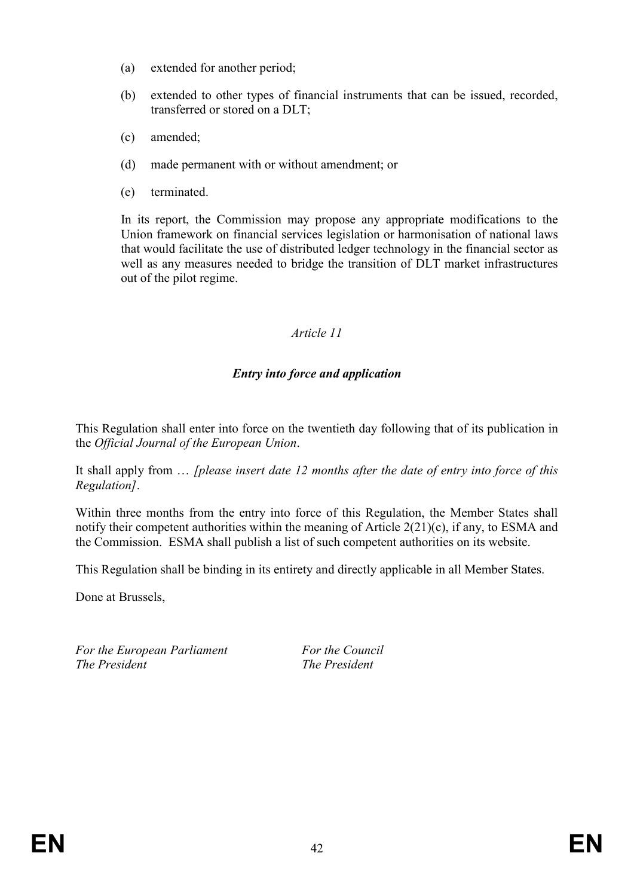(a) extended for another period;

(b) extended to other types of financial instruments that can be issued, recorded, transferred or stored on a DLT;

(c) amended;

(d) made permanent with or without amendment; or

(e) terminated.

In its report, the Commission may propose any appropriate modifications to the Union framework on financial services legislation or harmonisation of national laws that would facilitate the use of distributed ledger technology in the financial sector as well as any measures needed to bridge the transition of DLT market infrastructures out of the pilot regime.

*Article 11*

***Entry into force and application***

This Regulation shall enter into force on the twentieth day following that of its publication in the *Official Journal of the European Union*.

It shall apply from … *[please insert date 12 months after the date of entry into force of this Regulation]*.

Within three months from the entry into force of this Regulation, the Member States shall notify their competent authorities within the meaning of Article 2(21)(c), if any, to ESMA and the Commission. ESMA shall publish a list of such competent authorities on its website.

This Regulation shall be binding in its entirety and directly applicable in all Member States.

Done at Brussels,

*For the European Parliament*
*The President*

*For the Council*
*The President*